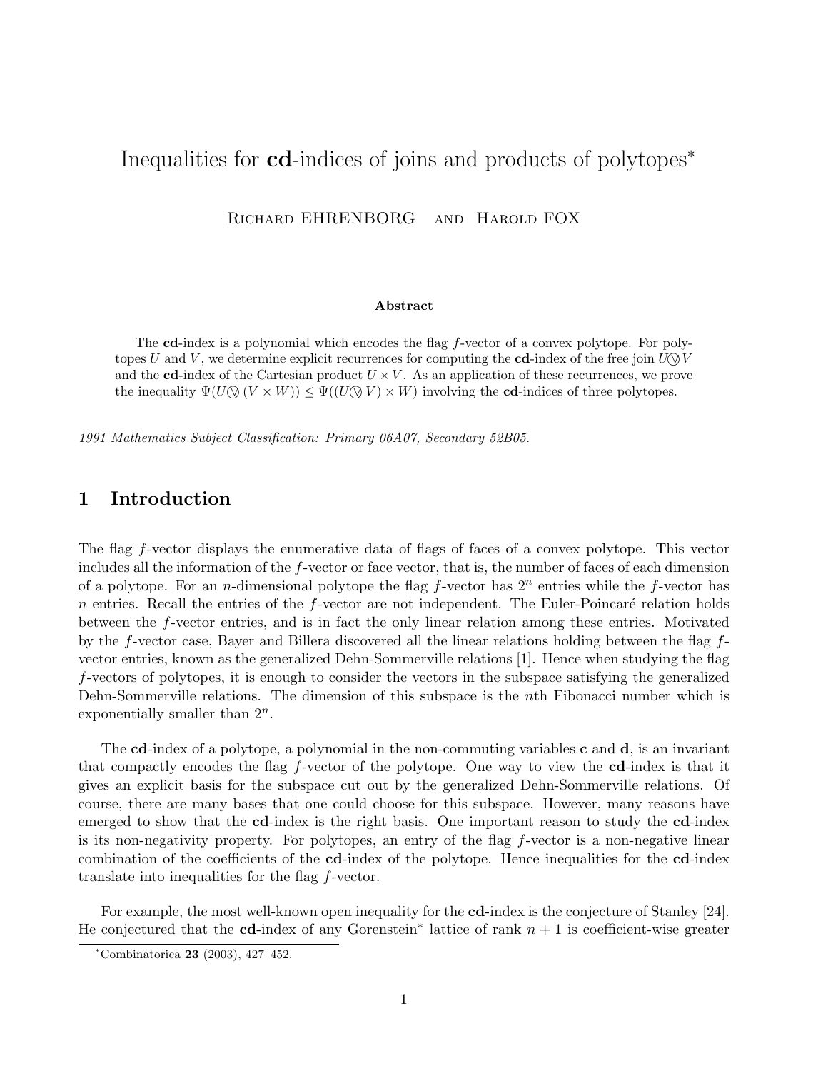# Inequalities for **cd**-indices of joins and products of polytopes*

Richard EHRENBORG and Harold FOX

**Abstract**

The **cd**-index is a polynomial which encodes the flag $f$-vector of a convex polytope. For polytopes $U$ and $V$, we determine explicit recurrences for computing the **cd**-index of the free join $U \circledvee V$ and the **cd**-index of the Cartesian product $U \times V$. As an application of these recurrences, we prove the inequality $\Psi(U \circledvee (V \times W)) \leq \Psi((U \circledvee V) \times W)$ involving the **cd**-indices of three polytopes.

*1991 Mathematics Subject Classification: Primary 06A07, Secondary 52B05.*

## 1 Introduction

The flag $f$-vector displays the enumerative data of flags of faces of a convex polytope. This vector includes all the information of the $f$-vector or face vector, that is, the number of faces of each dimension of a polytope. For an $n$-dimensional polytope the flag $f$-vector has $2^n$ entries while the $f$-vector has $n$ entries. Recall the entries of the $f$-vector are not independent. The Euler-Poincaré relation holds between the $f$-vector entries, and is in fact the only linear relation among these entries. Motivated by the $f$-vector case, Bayer and Billera discovered all the linear relations holding between the flag $f$-vector entries, known as the generalized Dehn-Sommerville relations [1]. Hence when studying the flag $f$-vectors of polytopes, it is enough to consider the vectors in the subspace satisfying the generalized Dehn-Sommerville relations. The dimension of this subspace is the $n$th Fibonacci number which is exponentially smaller than $2^n$.

The **cd**-index of a polytope, a polynomial in the non-commuting variables **c** and **d**, is an invariant that compactly encodes the flag $f$-vector of the polytope. One way to view the **cd**-index is that it gives an explicit basis for the subspace cut out by the generalized Dehn-Sommerville relations. Of course, there are many bases that one could choose for this subspace. However, many reasons have emerged to show that the **cd**-index is the right basis. One important reason to study the **cd**-index is its non-negativity property. For polytopes, an entry of the flag $f$-vector is a non-negative linear combination of the coefficients of the **cd**-index of the polytope. Hence inequalities for the **cd**-index translate into inequalities for the flag $f$-vector.

For example, the most well-known open inequality for the **cd**-index is the conjecture of Stanley [24]. He conjectured that the **cd**-index of any Gorenstein* lattice of rank $n + 1$ is coefficient-wise greater

*Combinatorica **23** (2003), 427–452.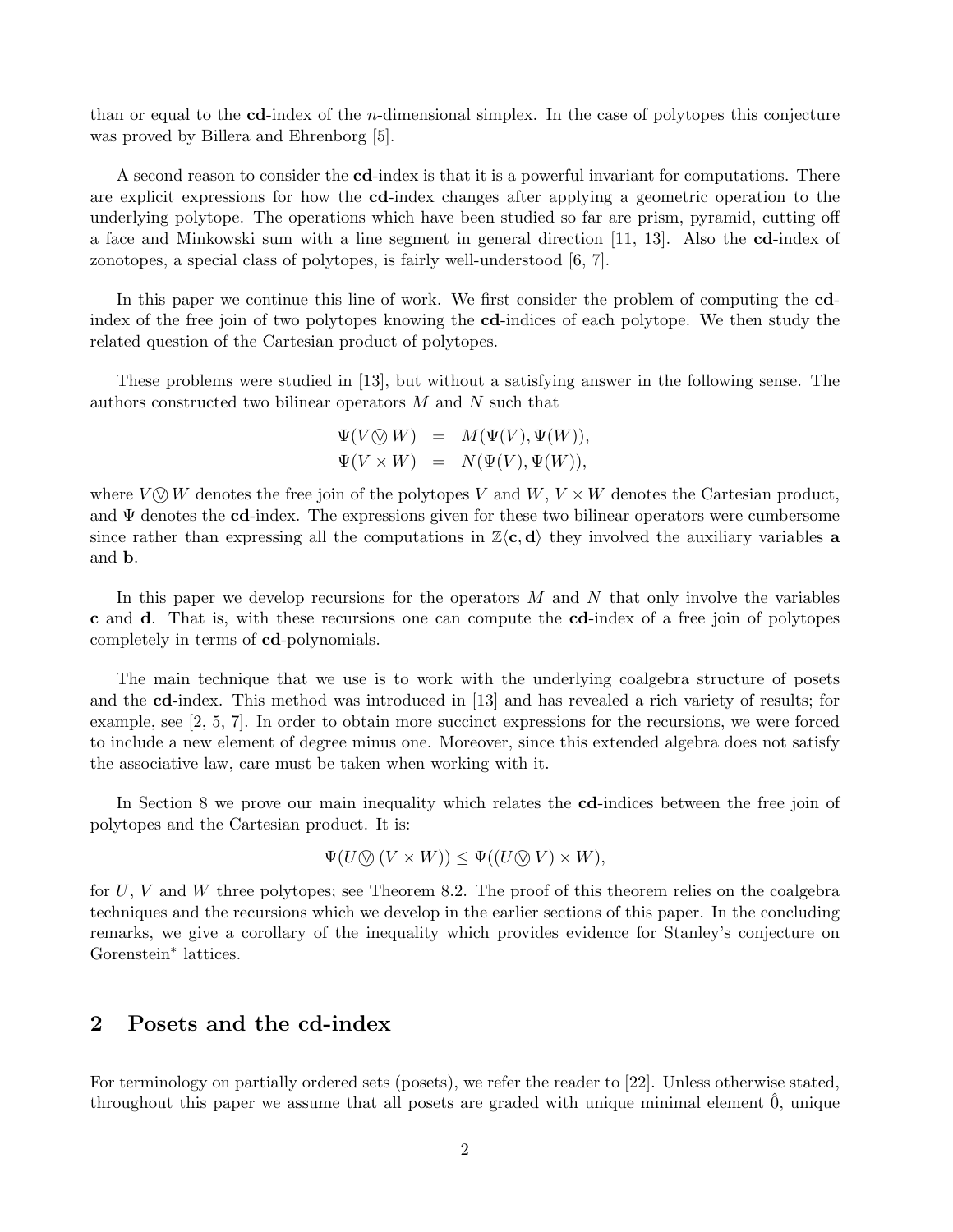than or equal to the **cd**-index of the $n$-dimensional simplex. In the case of polytopes this conjecture was proved by Billera and Ehrenborg [5].

A second reason to consider the **cd**-index is that it is a powerful invariant for computations. There are explicit expressions for how the **cd**-index changes after applying a geometric operation to the underlying polytope. The operations which have been studied so far are prism, pyramid, cutting off a face and Minkowski sum with a line segment in general direction [11, 13]. Also the **cd**-index of zonotopes, a special class of polytopes, is fairly well-understood [6, 7].

In this paper we continue this line of work. We first consider the problem of computing the **cd**-index of the free join of two polytopes knowing the **cd**-indices of each polytope. We then study the related question of the Cartesian product of polytopes.

These problems were studied in [13], but without a satisfying answer in the following sense. The authors constructed two bilinear operators $M$ and $N$ such that

$$\begin{aligned} \Psi(V \circledvee W) &= M(\Psi(V), \Psi(W)), \\ \Psi(V \times W) &= N(\Psi(V), \Psi(W)), \end{aligned}$$

where $V \circledvee W$ denotes the free join of the polytopes $V$ and $W$, $V \times W$ denotes the Cartesian product, and $\Psi$ denotes the **cd**-index. The expressions given for these two bilinear operators were cumbersome since rather than expressing all the computations in $\mathbb{Z}\langle \mathbf{c}, \mathbf{d} \rangle$ they involved the auxiliary variables **a** and **b**.

In this paper we develop recursions for the operators $M$ and $N$ that only involve the variables **c** and **d**. That is, with these recursions one can compute the **cd**-index of a free join of polytopes completely in terms of **cd**-polynomials.

The main technique that we use is to work with the underlying coalgebra structure of posets and the **cd**-index. This method was introduced in [13] and has revealed a rich variety of results; for example, see [2, 5, 7]. In order to obtain more succinct expressions for the recursions, we were forced to include a new element of degree minus one. Moreover, since this extended algebra does not satisfy the associative law, care must be taken when working with it.

In Section 8 we prove our main inequality which relates the **cd**-indices between the free join of polytopes and the Cartesian product. It is:

$$\Psi(U \circledvee (V \times W)) \leq \Psi((U \circledvee V) \times W),$$

for $U$, $V$ and $W$ three polytopes; see Theorem 8.2. The proof of this theorem relies on the coalgebra techniques and the recursions which we develop in the earlier sections of this paper. In the concluding remarks, we give a corollary of the inequality which provides evidence for Stanley's conjecture on Gorenstein$^*$ lattices.

## 2 Posets and the cd-index

For terminology on partially ordered sets (posets), we refer the reader to [22]. Unless otherwise stated, throughout this paper we assume that all posets are graded with unique minimal element $\hat{0}$, unique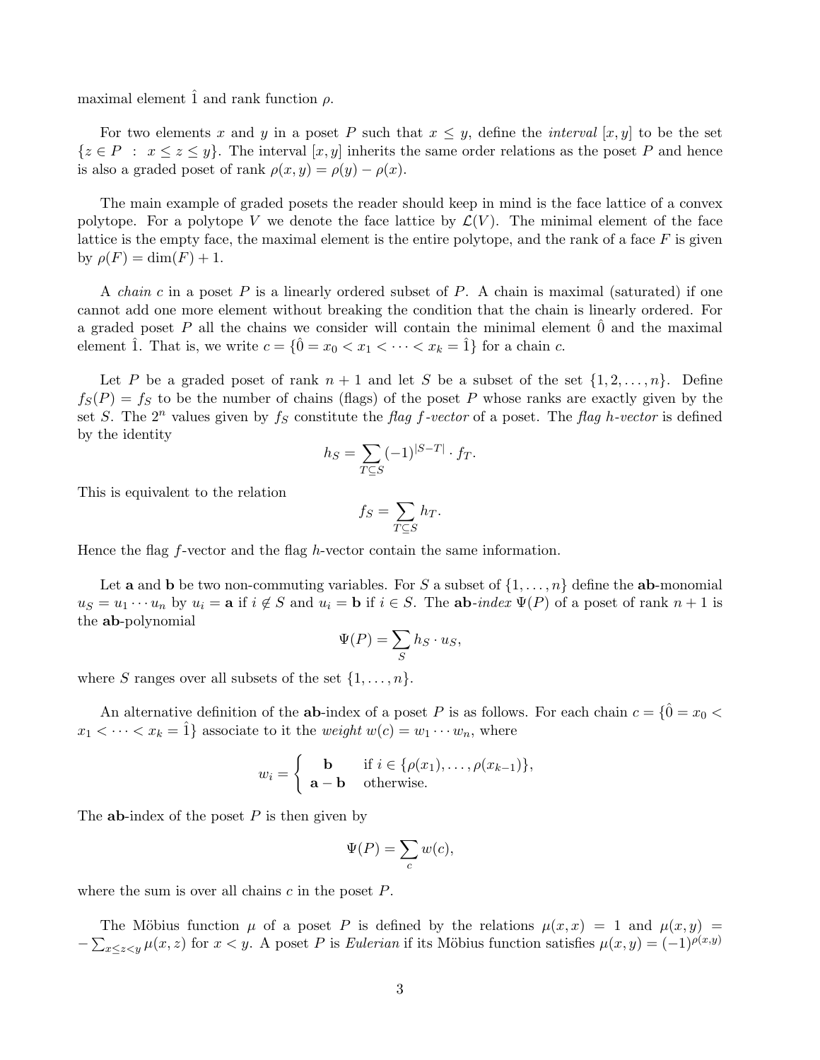maximal element $\hat{1}$ and rank function $\rho$.

For two elements $x$ and $y$ in a poset $P$ such that $x \leq y$, define the *interval* $[x, y]$ to be the set $\{z \in P \ : \ x \leq z \leq y\}$. The interval $[x, y]$ inherits the same order relations as the poset $P$ and hence is also a graded poset of rank $\rho(x, y) = \rho(y) - \rho(x)$.

The main example of graded posets the reader should keep in mind is the face lattice of a convex polytope. For a polytope $V$ we denote the face lattice by $\mathcal{L}(V)$. The minimal element of the face lattice is the empty face, the maximal element is the entire polytope, and the rank of a face $F$ is given by $\rho(F) = \dim(F) + 1$.

A *chain* $c$ in a poset $P$ is a linearly ordered subset of $P$. A chain is maximal (saturated) if one cannot add one more element without breaking the condition that the chain is linearly ordered. For a graded poset $P$ all the chains we consider will contain the minimal element $\hat{0}$ and the maximal element $\hat{1}$. That is, we write $c = \{\hat{0} = x_0 < x_1 < \cdots < x_k = \hat{1}\}$ for a chain $c$.

Let $P$ be a graded poset of rank $n + 1$ and let $S$ be a subset of the set $\{1, 2, \ldots, n\}$. Define $f_S(P) = f_S$ to be the number of chains (flags) of the poset $P$ whose ranks are exactly given by the set $S$. The $2^n$ values given by $f_S$ constitute the *flag $f$-vector* of a poset. The *flag $h$-vector* is defined by the identity

$$h_S = \sum_{T \subseteq S} (-1)^{|S-T|} \cdot f_T.$$

This is equivalent to the relation

$$f_S = \sum_{T \subseteq S} h_T.$$

Hence the flag $f$-vector and the flag $h$-vector contain the same information.

Let $\mathbf{a}$ and $\mathbf{b}$ be two non-commuting variables. For $S$ a subset of $\{1, \ldots, n\}$ define the $\mathbf{ab}$-monomial $u_S = u_1 \cdots u_n$ by $u_i = \mathbf{a}$ if $i \notin S$ and $u_i = \mathbf{b}$ if $i \in S$. The $\mathbf{ab}$-*index* $\Psi(P)$ of a poset of rank $n + 1$ is the $\mathbf{ab}$-polynomial

$$\Psi(P) = \sum_S h_S \cdot u_S,$$

where $S$ ranges over all subsets of the set $\{1, \ldots, n\}$.

An alternative definition of the $\mathbf{ab}$-index of a poset $P$ is as follows. For each chain $c = \{\hat{0} = x_0 < x_1 < \cdots < x_k = \hat{1}\}$ associate to it the *weight* $w(c) = w_1 \cdots w_n$, where

$$w_i = \begin{cases} \mathbf{b} & \text{if } i \in \{\rho(x_1), \ldots, \rho(x_{k-1})\}, \\ \mathbf{a} - \mathbf{b} & \text{otherwise.} \end{cases}$$

The $\mathbf{ab}$-index of the poset $P$ is then given by

$$\Psi(P) = \sum_c w(c),$$

where the sum is over all chains $c$ in the poset $P$.

The Möbius function $\mu$ of a poset $P$ is defined by the relations $\mu(x, x) = 1$ and $\mu(x, y) = -\sum_{x \leq z < y} \mu(x, z)$ for $x < y$. A poset $P$ is *Eulerian* if its Möbius function satisfies $\mu(x, y) = (-1)^{\rho(x,y)}$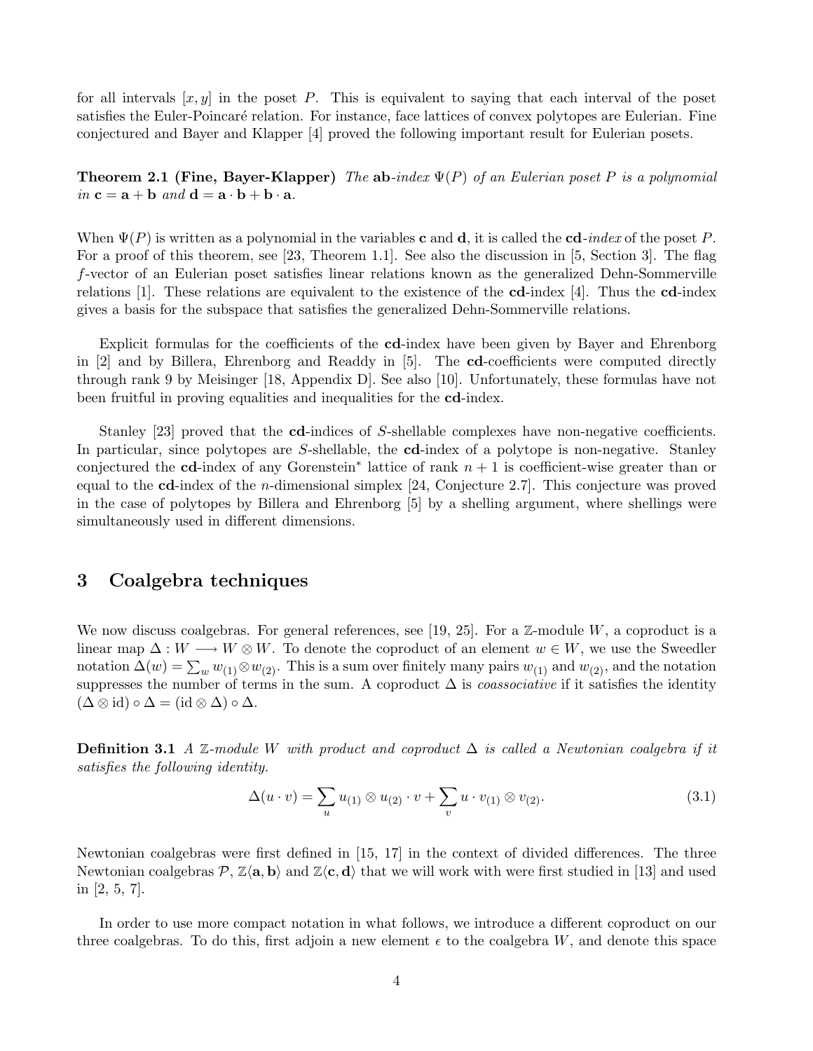for all intervals $[x, y]$ in the poset $P$. This is equivalent to saying that each interval of the poset satisfies the Euler-Poincaré relation. For instance, face lattices of convex polytopes are Eulerian. Fine conjectured and Bayer and Klapper [4] proved the following important result for Eulerian posets.

**Theorem 2.1 (Fine, Bayer-Klapper)** *The* **ab***-index* $\Psi(P)$ *of an Eulerian poset* $P$ *is a polynomial in* $\mathbf{c} = \mathbf{a} + \mathbf{b}$ *and* $\mathbf{d} = \mathbf{a} \cdot \mathbf{b} + \mathbf{b} \cdot \mathbf{a}$.

When $\Psi(P)$ is written as a polynomial in the variables $\mathbf{c}$ and $\mathbf{d}$, it is called the **cd**-*index* of the poset $P$. For a proof of this theorem, see [23, Theorem 1.1]. See also the discussion in [5, Section 3]. The flag $f$-vector of an Eulerian poset satisfies linear relations known as the generalized Dehn-Sommerville relations [1]. These relations are equivalent to the existence of the **cd**-index [4]. Thus the **cd**-index gives a basis for the subspace that satisfies the generalized Dehn-Sommerville relations.

Explicit formulas for the coefficients of the **cd**-index have been given by Bayer and Ehrenborg in [2] and by Billera, Ehrenborg and Readdy in [5]. The **cd**-coefficients were computed directly through rank 9 by Meisinger [18, Appendix D]. See also [10]. Unfortunately, these formulas have not been fruitful in proving equalities and inequalities for the **cd**-index.

Stanley [23] proved that the **cd**-indices of $S$-shellable complexes have non-negative coefficients. In particular, since polytopes are $S$-shellable, the **cd**-index of a polytope is non-negative. Stanley conjectured the **cd**-index of any Gorenstein* lattice of rank $n + 1$ is coefficient-wise greater than or equal to the **cd**-index of the $n$-dimensional simplex [24, Conjecture 2.7]. This conjecture was proved in the case of polytopes by Billera and Ehrenborg [5] by a shelling argument, where shellings were simultaneously used in different dimensions.

## 3 Coalgebra techniques

We now discuss coalgebras. For general references, see [19, 25]. For a $\mathbb{Z}$-module $W$, a coproduct is a linear map $\Delta : W \longrightarrow W \otimes W$. To denote the coproduct of an element $w \in W$, we use the Sweedler notation $\Delta(w) = \sum_w w_{(1)} \otimes w_{(2)}$. This is a sum over finitely many pairs $w_{(1)}$ and $w_{(2)}$, and the notation suppresses the number of terms in the sum. A coproduct $\Delta$ is *coassociative* if it satisfies the identity $(\Delta \otimes \mathrm{id}) \circ \Delta = (\mathrm{id} \otimes \Delta) \circ \Delta$.

**Definition 3.1** *A* $\mathbb{Z}$*-module* $W$ *with product and coproduct* $\Delta$ *is called a Newtonian coalgebra if it satisfies the following identity.*

$$\Delta(u \cdot v) = \sum_u u_{(1)} \otimes u_{(2)} \cdot v + \sum_v u \cdot v_{(1)} \otimes v_{(2)}. \tag{3.1}$$

Newtonian coalgebras were first defined in [15, 17] in the context of divided differences. The three Newtonian coalgebras $\mathcal{P}$, $\mathbb{Z}\langle \mathbf{a}, \mathbf{b} \rangle$ and $\mathbb{Z}\langle \mathbf{c}, \mathbf{d} \rangle$ that we will work with were first studied in [13] and used in [2, 5, 7].

In order to use more compact notation in what follows, we introduce a different coproduct on our three coalgebras. To do this, first adjoin a new element $\epsilon$ to the coalgebra $W$, and denote this space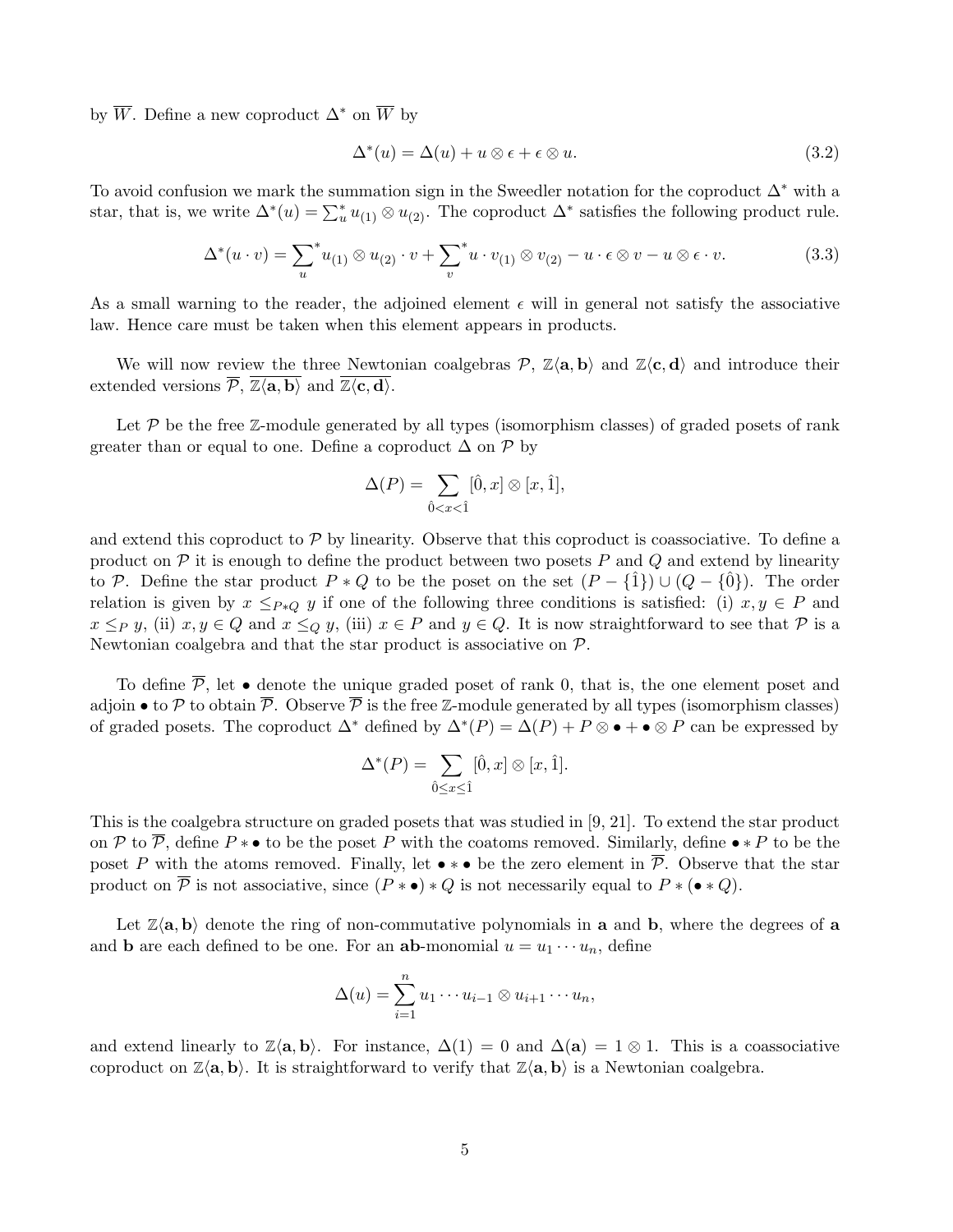by $\overline{W}$. Define a new coproduct $\Delta^*$ on $\overline{W}$ by

$$\Delta^*(u) = \Delta(u) + u \otimes \epsilon + \epsilon \otimes u. \tag{3.2}$$

To avoid confusion we mark the summation sign in the Sweedler notation for the coproduct $\Delta^*$ with a star, that is, we write $\Delta^*(u) = \sum_u^* u_{(1)} \otimes u_{(2)}$. The coproduct $\Delta^*$ satisfies the following product rule.

$$\Delta^*(u \cdot v) = \sum_u{}^* u_{(1)} \otimes u_{(2)} \cdot v + \sum_v{}^* u \cdot v_{(1)} \otimes v_{(2)} - u \cdot \epsilon \otimes v - u \otimes \epsilon \cdot v. \tag{3.3}$$

As a small warning to the reader, the adjoined element $\epsilon$ will in general not satisfy the associative law. Hence care must be taken when this element appears in products.

We will now review the three Newtonian coalgebras $\mathcal{P}$, $\mathbb{Z}\langle \mathbf{a}, \mathbf{b} \rangle$ and $\mathbb{Z}\langle \mathbf{c}, \mathbf{d} \rangle$ and introduce their extended versions $\overline{\mathcal{P}}$, $\overline{\mathbb{Z}\langle \mathbf{a}, \mathbf{b} \rangle}$ and $\overline{\mathbb{Z}\langle \mathbf{c}, \mathbf{d} \rangle}$.

Let $\mathcal{P}$ be the free $\mathbb{Z}$-module generated by all types (isomorphism classes) of graded posets of rank greater than or equal to one. Define a coproduct $\Delta$ on $\mathcal{P}$ by

$$\Delta(P) = \sum_{\hat{0} < x < \hat{1}} [\hat{0}, x] \otimes [x, \hat{1}],$$

and extend this coproduct to $\mathcal{P}$ by linearity. Observe that this coproduct is coassociative. To define a product on $\mathcal{P}$ it is enough to define the product between two posets $P$ and $Q$ and extend by linearity to $\mathcal{P}$. Define the star product $P * Q$ to be the poset on the set $(P - \{\hat{1}\}) \cup (Q - \{\hat{0}\})$. The order relation is given by $x \leq_{P*Q} y$ if one of the following three conditions is satisfied: (i) $x, y \in P$ and $x \leq_P y$, (ii) $x, y \in Q$ and $x \leq_Q y$, (iii) $x \in P$ and $y \in Q$. It is now straightforward to see that $\mathcal{P}$ is a Newtonian coalgebra and that the star product is associative on $\mathcal{P}$.

To define $\overline{\mathcal{P}}$, let $\bullet$ denote the unique graded poset of rank 0, that is, the one element poset and adjoin $\bullet$ to $\mathcal{P}$ to obtain $\overline{\mathcal{P}}$. Observe $\overline{\mathcal{P}}$ is the free $\mathbb{Z}$-module generated by all types (isomorphism classes) of graded posets. The coproduct $\Delta^*$ defined by $\Delta^*(P) = \Delta(P) + P \otimes \bullet + \bullet \otimes P$ can be expressed by

$$\Delta^*(P) = \sum_{\hat{0} \leq x \leq \hat{1}} [\hat{0}, x] \otimes [x, \hat{1}].$$

This is the coalgebra structure on graded posets that was studied in [9, 21]. To extend the star product on $\mathcal{P}$ to $\overline{\mathcal{P}}$, define $P * \bullet$ to be the poset $P$ with the coatoms removed. Similarly, define $\bullet * P$ to be the poset $P$ with the atoms removed. Finally, let $\bullet * \bullet$ be the zero element in $\overline{\mathcal{P}}$. Observe that the star product on $\overline{\mathcal{P}}$ is not associative, since $(P * \bullet) * Q$ is not necessarily equal to $P * (\bullet * Q)$.

Let $\mathbb{Z}\langle \mathbf{a}, \mathbf{b} \rangle$ denote the ring of non-commutative polynomials in $\mathbf{a}$ and $\mathbf{b}$, where the degrees of $\mathbf{a}$ and $\mathbf{b}$ are each defined to be one. For an $\mathbf{ab}$-monomial $u = u_1 \cdots u_n$, define

$$\Delta(u) = \sum_{i=1}^{n} u_1 \cdots u_{i-1} \otimes u_{i+1} \cdots u_n,$$

and extend linearly to $\mathbb{Z}\langle \mathbf{a}, \mathbf{b} \rangle$. For instance, $\Delta(1) = 0$ and $\Delta(\mathbf{a}) = 1 \otimes 1$. This is a coassociative coproduct on $\mathbb{Z}\langle \mathbf{a}, \mathbf{b} \rangle$. It is straightforward to verify that $\mathbb{Z}\langle \mathbf{a}, \mathbf{b} \rangle$ is a Newtonian coalgebra.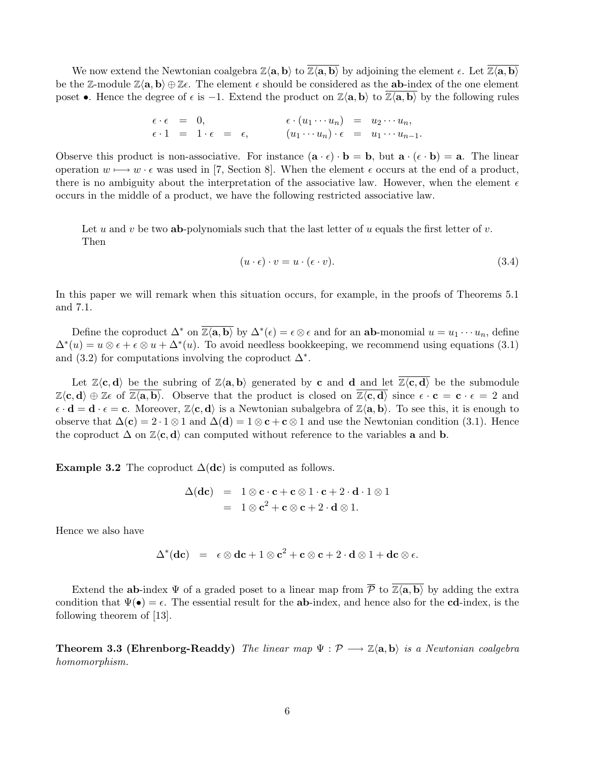We now extend the Newtonian coalgebra $\mathbb{Z}\langle \mathbf{a}, \mathbf{b} \rangle$ to $\overline{\mathbb{Z}\langle \mathbf{a}, \mathbf{b} \rangle}$ by adjoining the element $\epsilon$. Let $\overline{\mathbb{Z}\langle \mathbf{a}, \mathbf{b} \rangle}$ be the $\mathbb{Z}$-module $\mathbb{Z}\langle \mathbf{a}, \mathbf{b} \rangle \oplus \mathbb{Z}\epsilon$. The element $\epsilon$ should be considered as the **ab**-index of the one element poset $\bullet$. Hence the degree of $\epsilon$ is $-1$. Extend the product on $\mathbb{Z}\langle \mathbf{a}, \mathbf{b} \rangle$ to $\overline{\mathbb{Z}\langle \mathbf{a}, \mathbf{b} \rangle}$ by the following rules

$$
\begin{aligned}
\epsilon \cdot \epsilon &= 0, & \epsilon \cdot (u_1 \cdots u_n) &= u_2 \cdots u_n, \\
\epsilon \cdot 1 &= 1 \cdot \epsilon = \epsilon, & (u_1 \cdots u_n) \cdot \epsilon &= u_1 \cdots u_{n-1}.
\end{aligned}
$$

Observe this product is non-associative. For instance $(\mathbf{a} \cdot \epsilon) \cdot \mathbf{b} = \mathbf{b}$, but $\mathbf{a} \cdot (\epsilon \cdot \mathbf{b}) = \mathbf{a}$. The linear operation $w \longmapsto w \cdot \epsilon$ was used in [7, Section 8]. When the element $\epsilon$ occurs at the end of a product, there is no ambiguity about the interpretation of the associative law. However, when the element $\epsilon$ occurs in the middle of a product, we have the following restricted associative law.

> Let $u$ and $v$ be two **ab**-polynomials such that the last letter of $u$ equals the first letter of $v$. Then
> $$(u \cdot \epsilon) \cdot v = u \cdot (\epsilon \cdot v). \tag{3.4}$$

In this paper we will remark when this situation occurs, for example, in the proofs of Theorems 5.1 and 7.1.

Define the coproduct $\Delta^*$ on $\overline{\mathbb{Z}\langle \mathbf{a}, \mathbf{b} \rangle}$ by $\Delta^*(\epsilon) = \epsilon \otimes \epsilon$ and for an **ab**-monomial $u = u_1 \cdots u_n$, define $\Delta^*(u) = u \otimes \epsilon + \epsilon \otimes u + \Delta^*(u)$. To avoid needless bookkeeping, we recommend using equations (3.1) and (3.2) for computations involving the coproduct $\Delta^*$.

Let $\mathbb{Z}\langle \mathbf{c}, \mathbf{d} \rangle$ be the subring of $\mathbb{Z}\langle \mathbf{a}, \mathbf{b} \rangle$ generated by $\mathbf{c}$ and $\mathbf{d}$ and let $\overline{\mathbb{Z}\langle \mathbf{c}, \mathbf{d} \rangle}$ be the submodule $\mathbb{Z}\langle \mathbf{c}, \mathbf{d} \rangle \oplus \mathbb{Z}\epsilon$ of $\overline{\mathbb{Z}\langle \mathbf{a}, \mathbf{b} \rangle}$. Observe that the product is closed on $\overline{\mathbb{Z}\langle \mathbf{c}, \mathbf{d} \rangle}$ since $\epsilon \cdot \mathbf{c} = \mathbf{c} \cdot \epsilon = 2$ and $\epsilon \cdot \mathbf{d} = \mathbf{d} \cdot \epsilon = \mathbf{c}$. Moreover, $\mathbb{Z}\langle \mathbf{c}, \mathbf{d} \rangle$ is a Newtonian subalgebra of $\mathbb{Z}\langle \mathbf{a}, \mathbf{b} \rangle$. To see this, it is enough to observe that $\Delta(\mathbf{c}) = 2 \cdot 1 \otimes 1$ and $\Delta(\mathbf{d}) = 1 \otimes \mathbf{c} + \mathbf{c} \otimes 1$ and use the Newtonian condition (3.1). Hence the coproduct $\Delta$ on $\mathbb{Z}\langle \mathbf{c}, \mathbf{d} \rangle$ can computed without reference to the variables $\mathbf{a}$ and $\mathbf{b}$.

**Example 3.2** The coproduct $\Delta(\mathbf{dc})$ is computed as follows.

$$
\begin{aligned}
\Delta(\mathbf{dc}) &= 1 \otimes \mathbf{c} \cdot \mathbf{c} + \mathbf{c} \otimes 1 \cdot \mathbf{c} + 2 \cdot \mathbf{d} \cdot 1 \otimes 1 \\
&= 1 \otimes \mathbf{c}^2 + \mathbf{c} \otimes \mathbf{c} + 2 \cdot \mathbf{d} \otimes 1.
\end{aligned}
$$

Hence we also have

$$
\Delta^*(\mathbf{dc}) = \epsilon \otimes \mathbf{dc} + 1 \otimes \mathbf{c}^2 + \mathbf{c} \otimes \mathbf{c} + 2 \cdot \mathbf{d} \otimes 1 + \mathbf{dc} \otimes \epsilon.
$$

Extend the **ab**-index $\Psi$ of a graded poset to a linear map from $\overline{\mathcal{P}}$ to $\overline{\mathbb{Z}\langle \mathbf{a}, \mathbf{b} \rangle}$ by adding the extra condition that $\Psi(\bullet) = \epsilon$. The essential result for the **ab**-index, and hence also for the **cd**-index, is the following theorem of [13].

**Theorem 3.3 (Ehrenborg-Readdy)** *The linear map $\Psi : \mathcal{P} \longrightarrow \mathbb{Z}\langle \mathbf{a}, \mathbf{b} \rangle$ is a Newtonian coalgebra homomorphism.*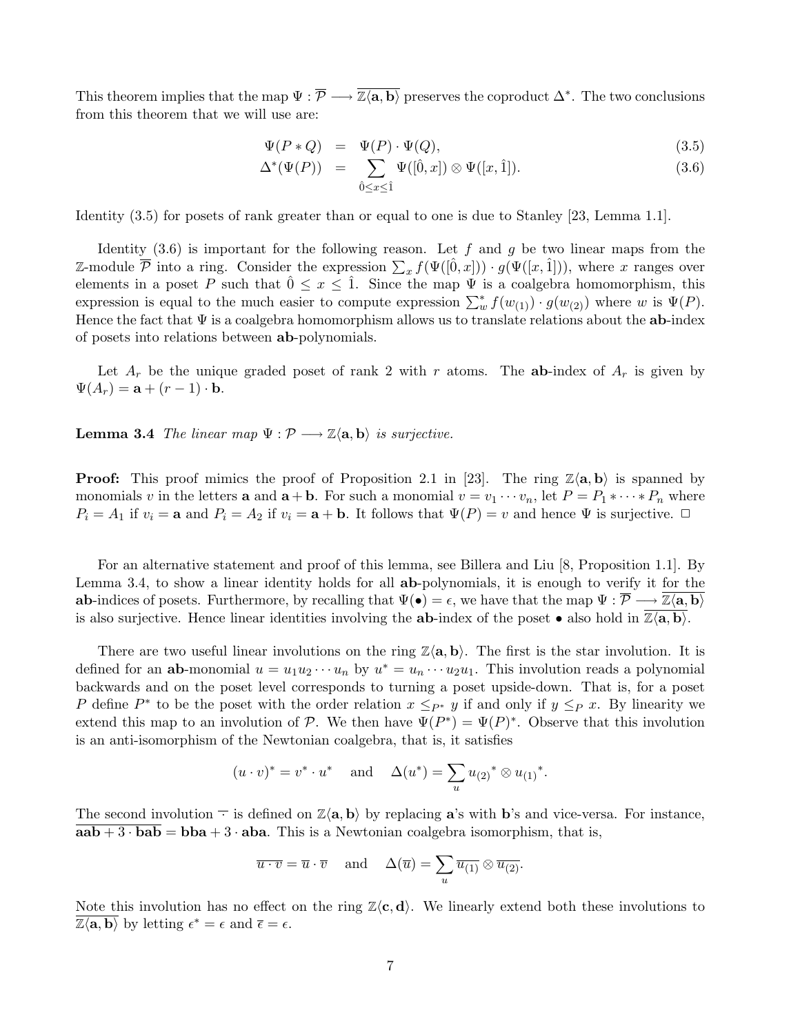This theorem implies that the map $\Psi : \overline{\mathcal{P}} \longrightarrow \overline{\mathbb{Z}\langle \mathbf{a}, \mathbf{b} \rangle}$ preserves the coproduct $\Delta^*$. The two conclusions from this theorem that we will use are:

$$
\begin{aligned}
\Psi(P * Q) &= \Psi(P) \cdot \Psi(Q), && (3.5)\\
\Delta^*(\Psi(P)) &= \sum_{\hat{0} \leq x \leq \hat{1}} \Psi([\hat{0}, x]) \otimes \Psi([x, \hat{1}]). && (3.6)
\end{aligned}
$$

Identity (3.5) for posets of rank greater than or equal to one is due to Stanley [23, Lemma 1.1].

Identity (3.6) is important for the following reason. Let $f$ and $g$ be two linear maps from the $\mathbb{Z}$-module $\overline{\mathcal{P}}$ into a ring. Consider the expression $\sum_x f(\Psi([\hat{0}, x])) \cdot g(\Psi([x, \hat{1}]))$, where $x$ ranges over elements in a poset $P$ such that $\hat{0} \leq x \leq \hat{1}$. Since the map $\Psi$ is a coalgebra homomorphism, this expression is equal to the much easier to compute expression $\sum_w^* f(w_{(1)}) \cdot g(w_{(2)})$ where $w$ is $\Psi(P)$. Hence the fact that $\Psi$ is a coalgebra homomorphism allows us to translate relations about the **ab**-index of posets into relations between **ab**-polynomials.

Let $A_r$ be the unique graded poset of rank 2 with $r$ atoms. The **ab**-index of $A_r$ is given by $\Psi(A_r) = \mathbf{a} + (r-1) \cdot \mathbf{b}$.

**Lemma 3.4** *The linear map $\Psi : \mathcal{P} \longrightarrow \mathbb{Z}\langle \mathbf{a}, \mathbf{b} \rangle$ is surjective.*

**Proof:** This proof mimics the proof of Proposition 2.1 in [23]. The ring $\mathbb{Z}\langle \mathbf{a}, \mathbf{b} \rangle$ is spanned by monomials $v$ in the letters $\mathbf{a}$ and $\mathbf{a} + \mathbf{b}$. For such a monomial $v = v_1 \cdots v_n$, let $P = P_1 * \cdots * P_n$ where $P_i = A_1$ if $v_i = \mathbf{a}$ and $P_i = A_2$ if $v_i = \mathbf{a} + \mathbf{b}$. It follows that $\Psi(P) = v$ and hence $\Psi$ is surjective. $\Box$

For an alternative statement and proof of this lemma, see Billera and Liu [8, Proposition 1.1]. By Lemma 3.4, to show a linear identity holds for all **ab**-polynomials, it is enough to verify it for the **ab**-indices of posets. Furthermore, by recalling that $\Psi(\bullet) = \epsilon$, we have that the map $\Psi : \overline{\mathcal{P}} \longrightarrow \overline{\mathbb{Z}\langle \mathbf{a}, \mathbf{b} \rangle}$ is also surjective. Hence linear identities involving the **ab**-index of the poset $\bullet$ also hold in $\overline{\mathbb{Z}\langle \mathbf{a}, \mathbf{b} \rangle}$.

There are two useful linear involutions on the ring $\mathbb{Z}\langle \mathbf{a}, \mathbf{b} \rangle$. The first is the star involution. It is defined for an **ab**-monomial $u = u_1 u_2 \cdots u_n$ by $u^* = u_n \cdots u_2 u_1$. This involution reads a polynomial backwards and on the poset level corresponds to turning a poset upside-down. That is, for a poset $P$ define $P^*$ to be the poset with the order relation $x \leq_{P^*} y$ if and only if $y \leq_P x$. By linearity we extend this map to an involution of $\mathcal{P}$. We then have $\Psi(P^*) = \Psi(P)^*$. Observe that this involution is an anti-isomorphism of the Newtonian coalgebra, that is, it satisfies

$$
(u \cdot v)^* = v^* \cdot u^* \quad \text{and} \quad \Delta(u^*) = \sum_u {u_{(2)}}^* \otimes {u_{(1)}}^*.
$$

The second involution $\overline{\cdot}$ is defined on $\mathbb{Z}\langle \mathbf{a}, \mathbf{b} \rangle$ by replacing $\mathbf{a}$'s with $\mathbf{b}$'s and vice-versa. For instance, $\overline{\mathbf{aab} + 3 \cdot \mathbf{bab}} = \mathbf{bba} + 3 \cdot \mathbf{aba}$. This is a Newtonian coalgebra isomorphism, that is,

$$
\overline{u \cdot v} = \overline{u} \cdot \overline{v} \quad \text{and} \quad \Delta(\overline{u}) = \sum_u \overline{u_{(1)}} \otimes \overline{u_{(2)}}.
$$

Note this involution has no effect on the ring $\mathbb{Z}\langle \mathbf{c}, \mathbf{d} \rangle$. We linearly extend both these involutions to $\overline{\mathbb{Z}\langle \mathbf{a}, \mathbf{b} \rangle}$ by letting $\epsilon^* = \epsilon$ and $\overline{\epsilon} = \epsilon$.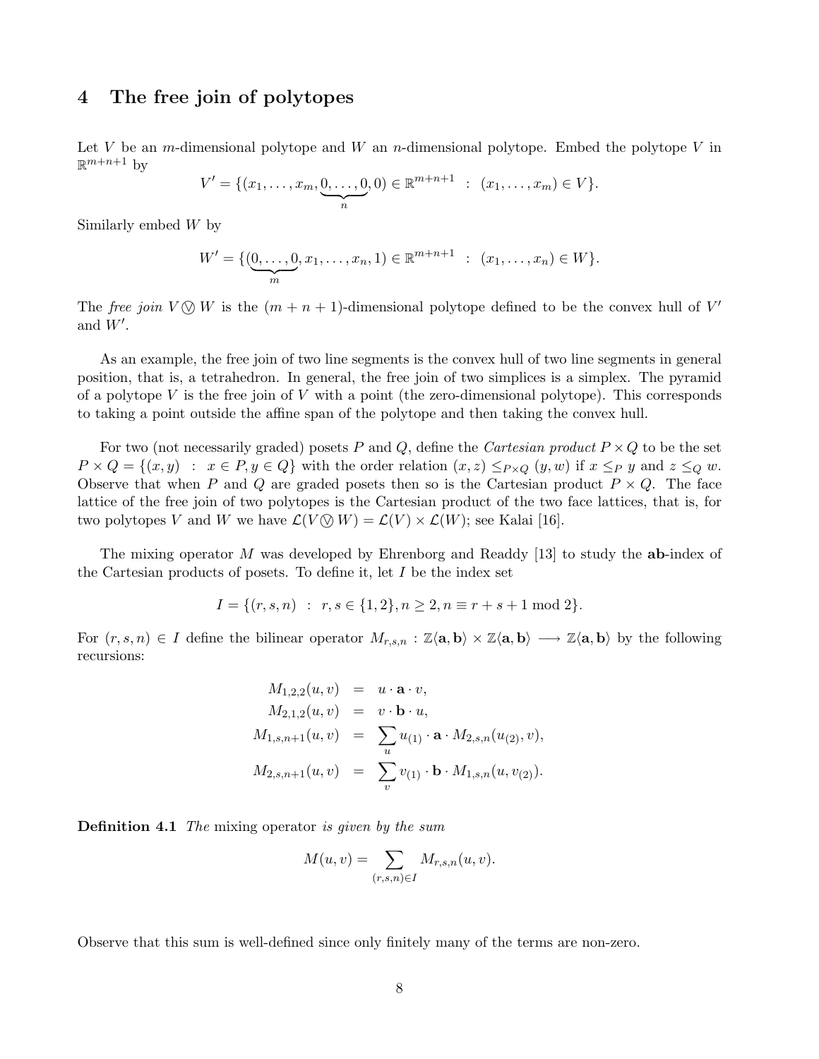## 4 The free join of polytopes

Let $V$ be an $m$-dimensional polytope and $W$ an $n$-dimensional polytope. Embed the polytope $V$ in $\mathbb{R}^{m+n+1}$ by

$$V' = \{(x_1, \ldots, x_m, \underbrace{0, \ldots, 0}_{n}, 0) \in \mathbb{R}^{m+n+1} \ : \ (x_1, \ldots, x_m) \in V\}.$$

Similarly embed $W$ by

$$W' = \{(\underbrace{0, \ldots, 0}_{m}, x_1, \ldots, x_n, 1) \in \mathbb{R}^{m+n+1} \ : \ (x_1, \ldots, x_n) \in W\}.$$

The *free join* $V \circledvee W$ is the $(m+n+1)$-dimensional polytope defined to be the convex hull of $V'$ and $W'$.

As an example, the free join of two line segments is the convex hull of two line segments in general position, that is, a tetrahedron. In general, the free join of two simplices is a simplex. The pyramid of a polytope $V$ is the free join of $V$ with a point (the zero-dimensional polytope). This corresponds to taking a point outside the affine span of the polytope and then taking the convex hull.

For two (not necessarily graded) posets $P$ and $Q$, define the *Cartesian product* $P \times Q$ to be the set $P \times Q = \{(x, y) \ : \ x \in P, y \in Q\}$ with the order relation $(x, z) \leq_{P \times Q} (y, w)$ if $x \leq_P y$ and $z \leq_Q w$. Observe that when $P$ and $Q$ are graded posets then so is the Cartesian product $P \times Q$. The face lattice of the free join of two polytopes is the Cartesian product of the two face lattices, that is, for two polytopes $V$ and $W$ we have $\mathcal{L}(V \circledvee W) = \mathcal{L}(V) \times \mathcal{L}(W)$; see Kalai [16].

The mixing operator $M$ was developed by Ehrenborg and Readdy [13] to study the **ab**-index of the Cartesian products of posets. To define it, let $I$ be the index set

$$I = \{(r, s, n) \ : \ r, s \in \{1, 2\}, n \geq 2, n \equiv r + s + 1 \bmod 2\}.$$

For $(r, s, n) \in I$ define the bilinear operator $M_{r,s,n} : \mathbb{Z}\langle \mathbf{a}, \mathbf{b} \rangle \times \mathbb{Z}\langle \mathbf{a}, \mathbf{b} \rangle \longrightarrow \mathbb{Z}\langle \mathbf{a}, \mathbf{b} \rangle$ by the following recursions:

$$\begin{aligned}
M_{1,2,2}(u, v) &= u \cdot \mathbf{a} \cdot v, \\
M_{2,1,2}(u, v) &= v \cdot \mathbf{b} \cdot u, \\
M_{1,s,n+1}(u, v) &= \sum_u u_{(1)} \cdot \mathbf{a} \cdot M_{2,s,n}(u_{(2)}, v), \\
M_{2,s,n+1}(u, v) &= \sum_v v_{(1)} \cdot \mathbf{b} \cdot M_{1,s,n}(u, v_{(2)}).
\end{aligned}$$

**Definition 4.1** *The* mixing operator *is given by the sum*

$$M(u, v) = \sum_{(r,s,n) \in I} M_{r,s,n}(u, v).$$

Observe that this sum is well-defined since only finitely many of the terms are non-zero.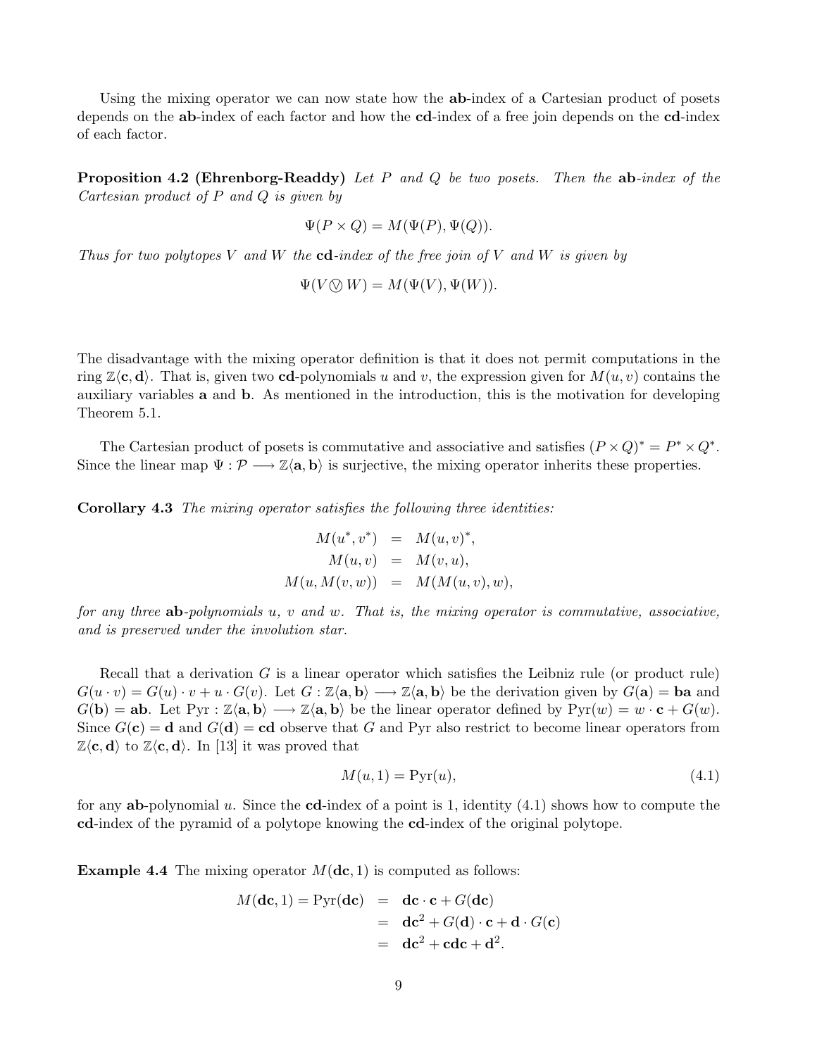Using the mixing operator we can now state how the **ab**-index of a Cartesian product of posets depends on the **ab**-index of each factor and how the **cd**-index of a free join depends on the **cd**-index of each factor.

**Proposition 4.2 (Ehrenborg-Readdy)** *Let $P$ and $Q$ be two posets. Then the* **ab**-*index of the Cartesian product of $P$ and $Q$ is given by*

$$\Psi(P \times Q) = M(\Psi(P), \Psi(Q)).$$

*Thus for two polytopes $V$ and $W$ the* **cd**-*index of the free join of $V$ and $W$ is given by*

$$\Psi(V \circledvee W) = M(\Psi(V), \Psi(W)).$$

The disadvantage with the mixing operator definition is that it does not permit computations in the ring $\mathbb{Z}\langle \mathbf{c}, \mathbf{d}\rangle$. That is, given two **cd**-polynomials $u$ and $v$, the expression given for $M(u, v)$ contains the auxiliary variables **a** and **b**. As mentioned in the introduction, this is the motivation for developing Theorem 5.1.

The Cartesian product of posets is commutative and associative and satisfies $(P \times Q)^* = P^* \times Q^*$. Since the linear map $\Psi : \mathcal{P} \longrightarrow \mathbb{Z}\langle \mathbf{a}, \mathbf{b}\rangle$ is surjective, the mixing operator inherits these properties.

**Corollary 4.3** *The mixing operator satisfies the following three identities:*

$$\begin{aligned} M(u^*, v^*) &= M(u, v)^*, \\ M(u, v) &= M(v, u), \\ M(u, M(v, w)) &= M(M(u, v), w), \end{aligned}$$

*for any three* **ab**-*polynomials $u$, $v$ and $w$. That is, the mixing operator is commutative, associative, and is preserved under the involution star.*

Recall that a derivation $G$ is a linear operator which satisfies the Leibniz rule (or product rule) $G(u \cdot v) = G(u) \cdot v + u \cdot G(v)$. Let $G : \mathbb{Z}\langle \mathbf{a}, \mathbf{b}\rangle \longrightarrow \mathbb{Z}\langle \mathbf{a}, \mathbf{b}\rangle$ be the derivation given by $G(\mathbf{a}) = \mathbf{ba}$ and $G(\mathbf{b}) = \mathbf{ab}$. Let $\mathrm{Pyr} : \mathbb{Z}\langle \mathbf{a}, \mathbf{b}\rangle \longrightarrow \mathbb{Z}\langle \mathbf{a}, \mathbf{b}\rangle$ be the linear operator defined by $\mathrm{Pyr}(w) = w \cdot \mathbf{c} + G(w)$. Since $G(\mathbf{c}) = \mathbf{d}$ and $G(\mathbf{d}) = \mathbf{cd}$ observe that $G$ and $\mathrm{Pyr}$ also restrict to become linear operators from $\mathbb{Z}\langle \mathbf{c}, \mathbf{d}\rangle$ to $\mathbb{Z}\langle \mathbf{c}, \mathbf{d}\rangle$. In [13] it was proved that

$$M(u, 1) = \mathrm{Pyr}(u), \tag{4.1}$$

for any **ab**-polynomial $u$. Since the **cd**-index of a point is 1, identity (4.1) shows how to compute the **cd**-index of the pyramid of a polytope knowing the **cd**-index of the original polytope.

**Example 4.4** The mixing operator $M(\mathbf{dc}, 1)$ is computed as follows:

$$\begin{aligned} M(\mathbf{dc}, 1) = \mathrm{Pyr}(\mathbf{dc}) &= \mathbf{dc} \cdot \mathbf{c} + G(\mathbf{dc}) \\ &= \mathbf{dc}^2 + G(\mathbf{d}) \cdot \mathbf{c} + \mathbf{d} \cdot G(\mathbf{c}) \\ &= \mathbf{dc}^2 + \mathbf{cdc} + \mathbf{d}^2. \end{aligned}$$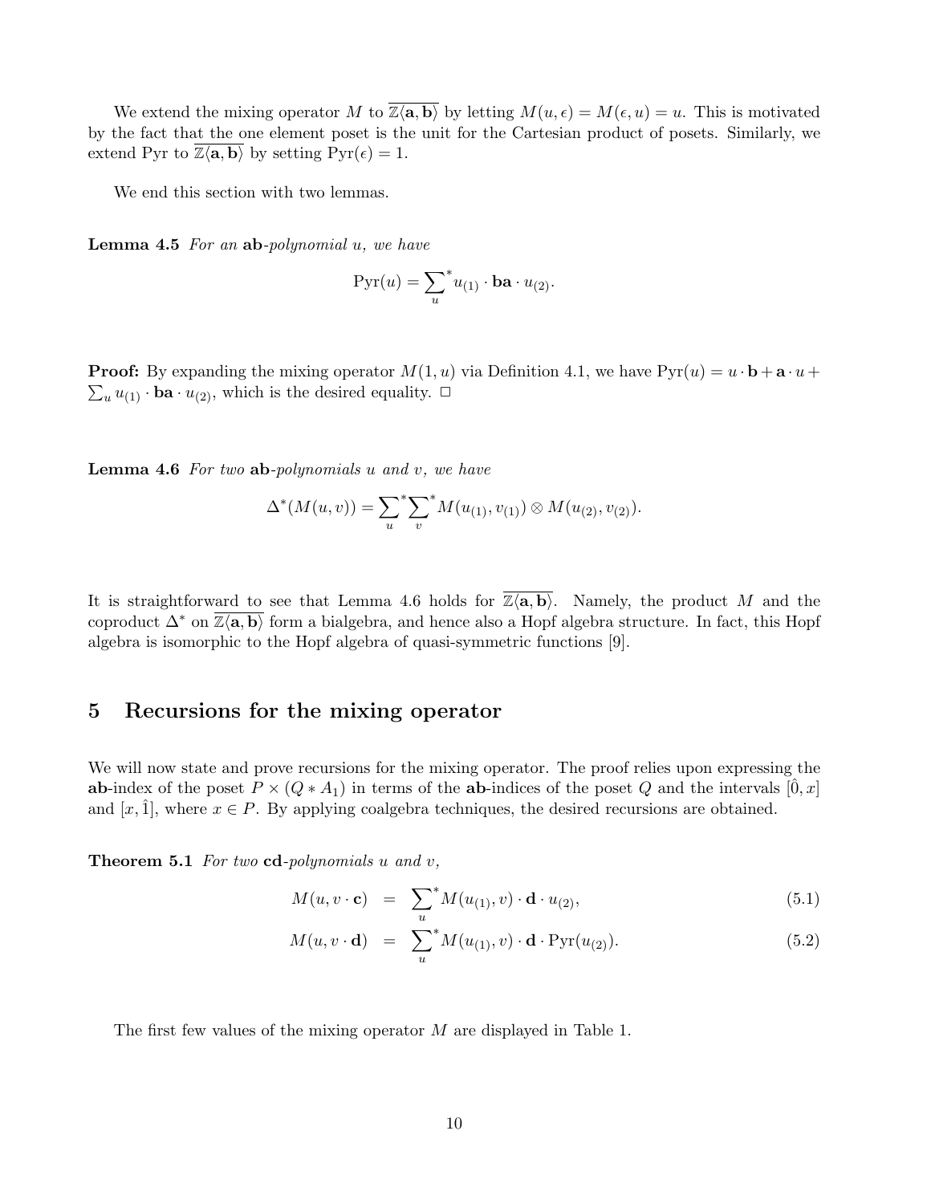We extend the mixing operator $M$ to $\overline{\mathbb{Z}\langle \mathbf{a}, \mathbf{b} \rangle}$ by letting $M(u, \epsilon) = M(\epsilon, u) = u$. This is motivated by the fact that the one element poset is the unit for the Cartesian product of posets. Similarly, we extend Pyr to $\overline{\mathbb{Z}\langle \mathbf{a}, \mathbf{b} \rangle}$ by setting $\mathrm{Pyr}(\epsilon) = 1$.

We end this section with two lemmas.

**Lemma 4.5** *For an* $\mathbf{ab}$*-polynomial* $u$*, we have*

$$\mathrm{Pyr}(u) = \sum_{u}^{*} u_{(1)} \cdot \mathbf{ba} \cdot u_{(2)}.$$

**Proof:** By expanding the mixing operator $M(1, u)$ via Definition 4.1, we have $\mathrm{Pyr}(u) = u \cdot \mathbf{b} + \mathbf{a} \cdot u + \sum_{u} u_{(1)} \cdot \mathbf{ba} \cdot u_{(2)}$, which is the desired equality. $\square$

**Lemma 4.6** *For two* $\mathbf{ab}$*-polynomials* $u$ *and* $v$*, we have*

$$\Delta^{*}(M(u, v)) = \sum_{u}^{*} \sum_{v}^{*} M(u_{(1)}, v_{(1)}) \otimes M(u_{(2)}, v_{(2)}).$$

It is straightforward to see that Lemma 4.6 holds for $\overline{\mathbb{Z}\langle \mathbf{a}, \mathbf{b} \rangle}$. Namely, the product $M$ and the coproduct $\Delta^{*}$ on $\overline{\mathbb{Z}\langle \mathbf{a}, \mathbf{b} \rangle}$ form a bialgebra, and hence also a Hopf algebra structure. In fact, this Hopf algebra is isomorphic to the Hopf algebra of quasi-symmetric functions [9].

## 5 Recursions for the mixing operator

We will now state and prove recursions for the mixing operator. The proof relies upon expressing the $\mathbf{ab}$-index of the poset $P \times (Q * A_1)$ in terms of the $\mathbf{ab}$-indices of the poset $Q$ and the intervals $[\hat{0}, x]$ and $[x, \hat{1}]$, where $x \in P$. By applying coalgebra techniques, the desired recursions are obtained.

**Theorem 5.1** *For two* $\mathbf{cd}$*-polynomials* $u$ *and* $v$*,*

$$M(u, v \cdot \mathbf{c}) = \sum_{u}^{*} M(u_{(1)}, v) \cdot \mathbf{d} \cdot u_{(2)}, \tag{5.1}$$

$$M(u, v \cdot \mathbf{d}) = \sum_{u}^{*} M(u_{(1)}, v) \cdot \mathbf{d} \cdot \mathrm{Pyr}(u_{(2)}). \tag{5.2}$$

The first few values of the mixing operator $M$ are displayed in Table 1.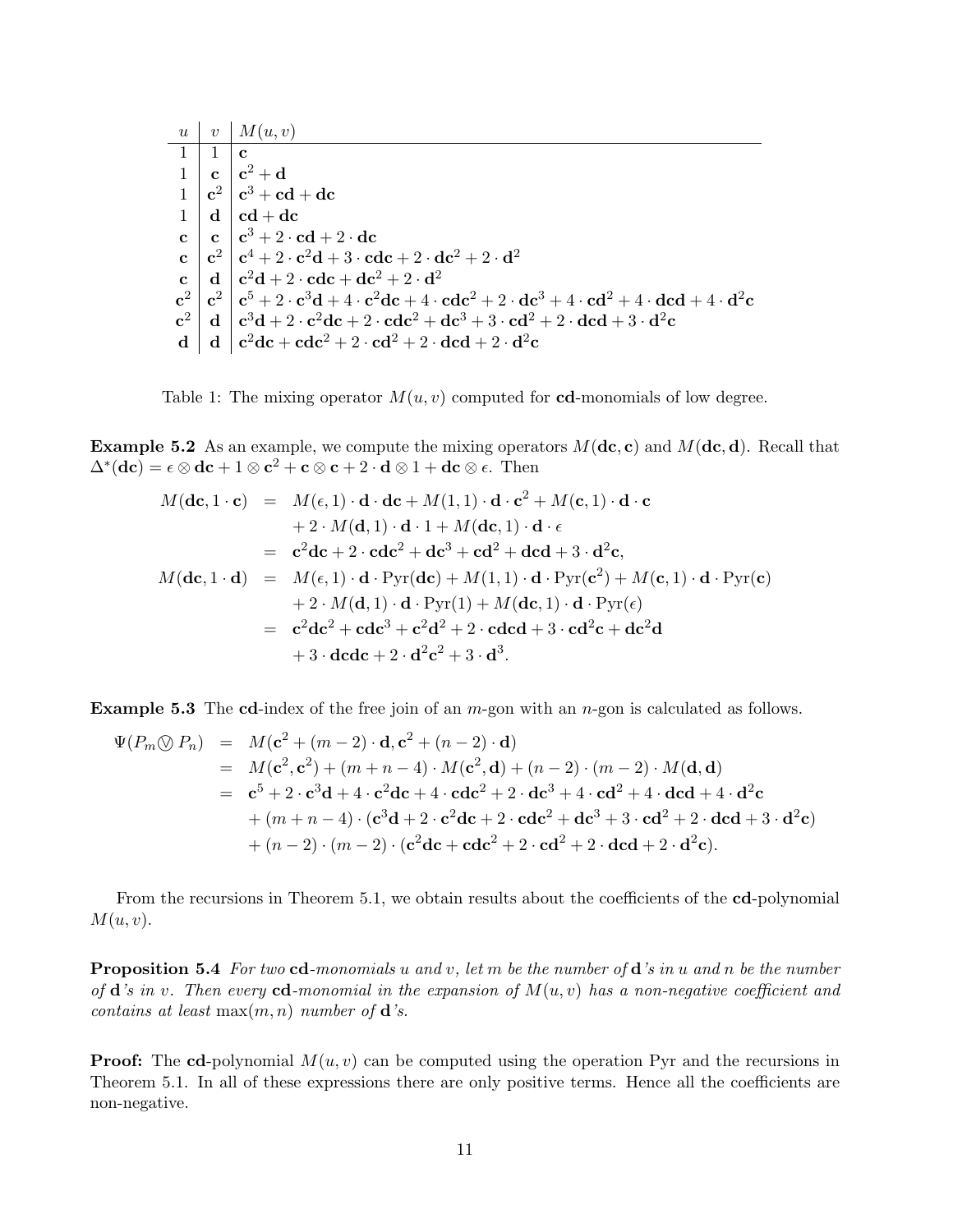| $u$ | $v$ | $M(u,v)$ |
|---|---|---|
| $1$ | $1$ | $\mathbf{c}$ |
| $1$ | $\mathbf{c}$ | $\mathbf{c}^2 + \mathbf{d}$ |
| $1$ | $\mathbf{c}^2$ | $\mathbf{c}^3 + \mathbf{cd} + \mathbf{dc}$ |
| $1$ | $\mathbf{d}$ | $\mathbf{cd} + \mathbf{dc}$ |
| $\mathbf{c}$ | $\mathbf{c}$ | $\mathbf{c}^3 + 2 \cdot \mathbf{cd} + 2 \cdot \mathbf{dc}$ |
| $\mathbf{c}$ | $\mathbf{c}^2$ | $\mathbf{c}^4 + 2 \cdot \mathbf{c}^2\mathbf{d} + 3 \cdot \mathbf{cdc} + 2 \cdot \mathbf{dc}^2 + 2 \cdot \mathbf{d}^2$ |
| $\mathbf{c}$ | $\mathbf{d}$ | $\mathbf{c}^2\mathbf{d} + 2 \cdot \mathbf{cdc} + \mathbf{dc}^2 + 2 \cdot \mathbf{d}^2$ |
| $\mathbf{c}^2$ | $\mathbf{c}^2$ | $\mathbf{c}^5 + 2 \cdot \mathbf{c}^3\mathbf{d} + 4 \cdot \mathbf{c}^2\mathbf{dc} + 4 \cdot \mathbf{cdc}^2 + 2 \cdot \mathbf{dc}^3 + 4 \cdot \mathbf{cd}^2 + 4 \cdot \mathbf{dcd} + 4 \cdot \mathbf{d}^2\mathbf{c}$ |
| $\mathbf{c}^2$ | $\mathbf{d}$ | $\mathbf{c}^3\mathbf{d} + 2 \cdot \mathbf{c}^2\mathbf{dc} + 2 \cdot \mathbf{cdc}^2 + \mathbf{dc}^3 + 3 \cdot \mathbf{cd}^2 + 2 \cdot \mathbf{dcd} + 3 \cdot \mathbf{d}^2\mathbf{c}$ |
| $\mathbf{d}$ | $\mathbf{d}$ | $\mathbf{c}^2\mathbf{dc} + \mathbf{cdc}^2 + 2 \cdot \mathbf{cd}^2 + 2 \cdot \mathbf{dcd} + 2 \cdot \mathbf{d}^2\mathbf{c}$ |

Table 1: The mixing operator $M(u, v)$ computed for **cd**-monomials of low degree.

**Example 5.2** As an example, we compute the mixing operators $M(\mathbf{dc}, \mathbf{c})$ and $M(\mathbf{dc}, \mathbf{d})$. Recall that $\Delta^*(\mathbf{dc}) = \epsilon \otimes \mathbf{dc} + 1 \otimes \mathbf{c}^2 + \mathbf{c} \otimes \mathbf{c} + 2 \cdot \mathbf{d} \otimes 1 + \mathbf{dc} \otimes \epsilon$. Then

$$
\begin{aligned}
M(\mathbf{dc}, 1 \cdot \mathbf{c}) &= M(\epsilon, 1) \cdot \mathbf{d} \cdot \mathbf{dc} + M(1,1) \cdot \mathbf{d} \cdot \mathbf{c}^2 + M(\mathbf{c}, 1) \cdot \mathbf{d} \cdot \mathbf{c} \\
&\quad + 2 \cdot M(\mathbf{d}, 1) \cdot \mathbf{d} \cdot 1 + M(\mathbf{dc}, 1) \cdot \mathbf{d} \cdot \epsilon \\
&= \mathbf{c}^2\mathbf{dc} + 2 \cdot \mathbf{cdc}^2 + \mathbf{dc}^3 + \mathbf{cd}^2 + \mathbf{dcd} + 3 \cdot \mathbf{d}^2\mathbf{c}, \\
M(\mathbf{dc}, 1 \cdot \mathbf{d}) &= M(\epsilon, 1) \cdot \mathbf{d} \cdot \mathrm{Pyr}(\mathbf{dc}) + M(1,1) \cdot \mathbf{d} \cdot \mathrm{Pyr}(\mathbf{c}^2) + M(\mathbf{c}, 1) \cdot \mathbf{d} \cdot \mathrm{Pyr}(\mathbf{c}) \\
&\quad + 2 \cdot M(\mathbf{d}, 1) \cdot \mathbf{d} \cdot \mathrm{Pyr}(1) + M(\mathbf{dc}, 1) \cdot \mathbf{d} \cdot \mathrm{Pyr}(\epsilon) \\
&= \mathbf{c}^2\mathbf{dc}^2 + \mathbf{cdc}^3 + \mathbf{c}^2\mathbf{d}^2 + 2 \cdot \mathbf{cdcd} + 3 \cdot \mathbf{cd}^2\mathbf{c} + \mathbf{dc}^2\mathbf{d} \\
&\quad + 3 \cdot \mathbf{dcdc} + 2 \cdot \mathbf{d}^2\mathbf{c}^2 + 3 \cdot \mathbf{d}^3.
\end{aligned}
$$

**Example 5.3** The **cd**-index of the free join of an $m$-gon with an $n$-gon is calculated as follows.

$$
\begin{aligned}
\Psi(P_m \circledvee P_n) &= M(\mathbf{c}^2 + (m-2) \cdot \mathbf{d}, \mathbf{c}^2 + (n-2) \cdot \mathbf{d}) \\
&= M(\mathbf{c}^2, \mathbf{c}^2) + (m+n-4) \cdot M(\mathbf{c}^2, \mathbf{d}) + (n-2) \cdot (m-2) \cdot M(\mathbf{d}, \mathbf{d}) \\
&= \mathbf{c}^5 + 2 \cdot \mathbf{c}^3\mathbf{d} + 4 \cdot \mathbf{c}^2\mathbf{dc} + 4 \cdot \mathbf{cdc}^2 + 2 \cdot \mathbf{dc}^3 + 4 \cdot \mathbf{cd}^2 + 4 \cdot \mathbf{dcd} + 4 \cdot \mathbf{d}^2\mathbf{c} \\
&\quad + (m+n-4) \cdot (\mathbf{c}^3\mathbf{d} + 2 \cdot \mathbf{c}^2\mathbf{dc} + 2 \cdot \mathbf{cdc}^2 + \mathbf{dc}^3 + 3 \cdot \mathbf{cd}^2 + 2 \cdot \mathbf{dcd} + 3 \cdot \mathbf{d}^2\mathbf{c}) \\
&\quad + (n-2) \cdot (m-2) \cdot (\mathbf{c}^2\mathbf{dc} + \mathbf{cdc}^2 + 2 \cdot \mathbf{cd}^2 + 2 \cdot \mathbf{dcd} + 2 \cdot \mathbf{d}^2\mathbf{c}).
\end{aligned}
$$

From the recursions in Theorem 5.1, we obtain results about the coefficients of the **cd**-polynomial $M(u, v)$.

**Proposition 5.4** *For two* **cd***-monomials $u$ and $v$, let $m$ be the number of* **d***'s in $u$ and $n$ be the number of* **d***'s in $v$. Then every* **cd***-monomial in the expansion of $M(u, v)$ has a non-negative coefficient and contains at least $\max(m, n)$ number of* **d***'s.*

**Proof:** The **cd**-polynomial $M(u, v)$ can be computed using the operation Pyr and the recursions in Theorem 5.1. In all of these expressions there are only positive terms. Hence all the coefficients are non-negative.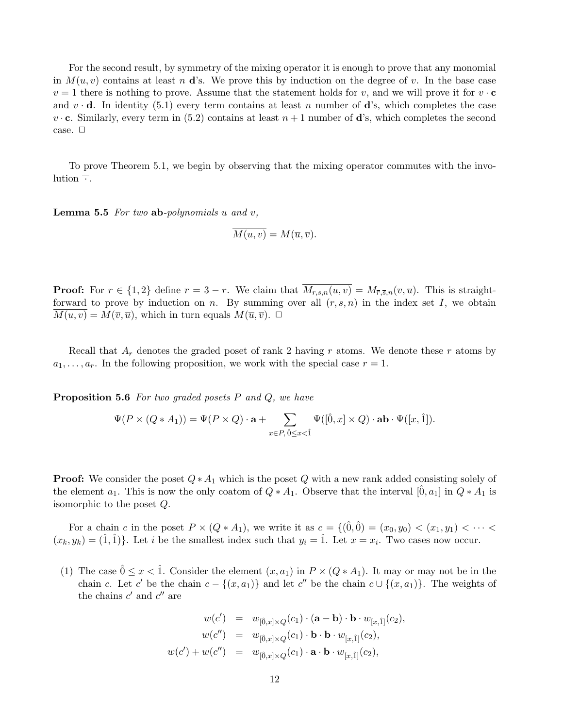For the second result, by symmetry of the mixing operator it is enough to prove that any monomial in $M(u, v)$ contains at least $n$ $\mathbf{d}$'s. We prove this by induction on the degree of $v$. In the base case $v = 1$ there is nothing to prove. Assume that the statement holds for $v$, and we will prove it for $v \cdot \mathbf{c}$ and $v \cdot \mathbf{d}$. In identity (5.1) every term contains at least $n$ number of $\mathbf{d}$'s, which completes the case $v \cdot \mathbf{c}$. Similarly, every term in (5.2) contains at least $n + 1$ number of $\mathbf{d}$'s, which completes the second case. $\square$

To prove Theorem 5.1, we begin by observing that the mixing operator commutes with the involution $\overline{\cdot}$.

**Lemma 5.5** *For two* **ab***-polynomials $u$ and $v$,*

$$\overline{M(u, v)} = M(\overline{u}, \overline{v}).$$

**Proof:** For $r \in \{1, 2\}$ define $\overline{r} = 3 - r$. We claim that $\overline{M_{r,s,n}(u, v)} = M_{\overline{r},\overline{s},n}(\overline{v}, \overline{u})$. This is straightforward to prove by induction on $n$. By summing over all $(r, s, n)$ in the index set $I$, we obtain $\overline{M(u, v)} = M(\overline{v}, \overline{u})$, which in turn equals $M(\overline{u}, \overline{v})$. $\square$

Recall that $A_r$ denotes the graded poset of rank 2 having $r$ atoms. We denote these $r$ atoms by $a_1, \ldots, a_r$. In the following proposition, we work with the special case $r = 1$.

**Proposition 5.6** *For two graded posets $P$ and $Q$, we have*

$$\Psi(P \times (Q * A_1)) = \Psi(P \times Q) \cdot \mathbf{a} + \sum_{x \in P,\, \hat{0} \leq x < \hat{1}} \Psi([\hat{0}, x] \times Q) \cdot \mathbf{ab} \cdot \Psi([x, \hat{1}]).$$

**Proof:** We consider the poset $Q * A_1$ which is the poset $Q$ with a new rank added consisting solely of the element $a_1$. This is now the only coatom of $Q * A_1$. Observe that the interval $[\hat{0}, a_1]$ in $Q * A_1$ is isomorphic to the poset $Q$.

For a chain $c$ in the poset $P \times (Q * A_1)$, we write it as $c = \{(\hat{0}, \hat{0}) = (x_0, y_0) < (x_1, y_1) < \cdots < (x_k, y_k) = (\hat{1}, \hat{1})\}$. Let $i$ be the smallest index such that $y_i = \hat{1}$. Let $x = x_i$. Two cases now occur.

(1) The case $\hat{0} \leq x < \hat{1}$. Consider the element $(x, a_1)$ in $P \times (Q * A_1)$. It may or may not be in the chain $c$. Let $c'$ be the chain $c - \{(x, a_1)\}$ and let $c''$ be the chain $c \cup \{(x, a_1)\}$. The weights of the chains $c'$ and $c''$ are

$$\begin{aligned}
w(c') &= w_{[\hat{0},x]\times Q}(c_1) \cdot (\mathbf{a} - \mathbf{b}) \cdot \mathbf{b} \cdot w_{[x,\hat{1}]}(c_2), \\
w(c'') &= w_{[\hat{0},x]\times Q}(c_1) \cdot \mathbf{b} \cdot \mathbf{b} \cdot w_{[x,\hat{1}]}(c_2), \\
w(c') + w(c'') &= w_{[\hat{0},x]\times Q}(c_1) \cdot \mathbf{a} \cdot \mathbf{b} \cdot w_{[x,\hat{1}]}(c_2),
\end{aligned}$$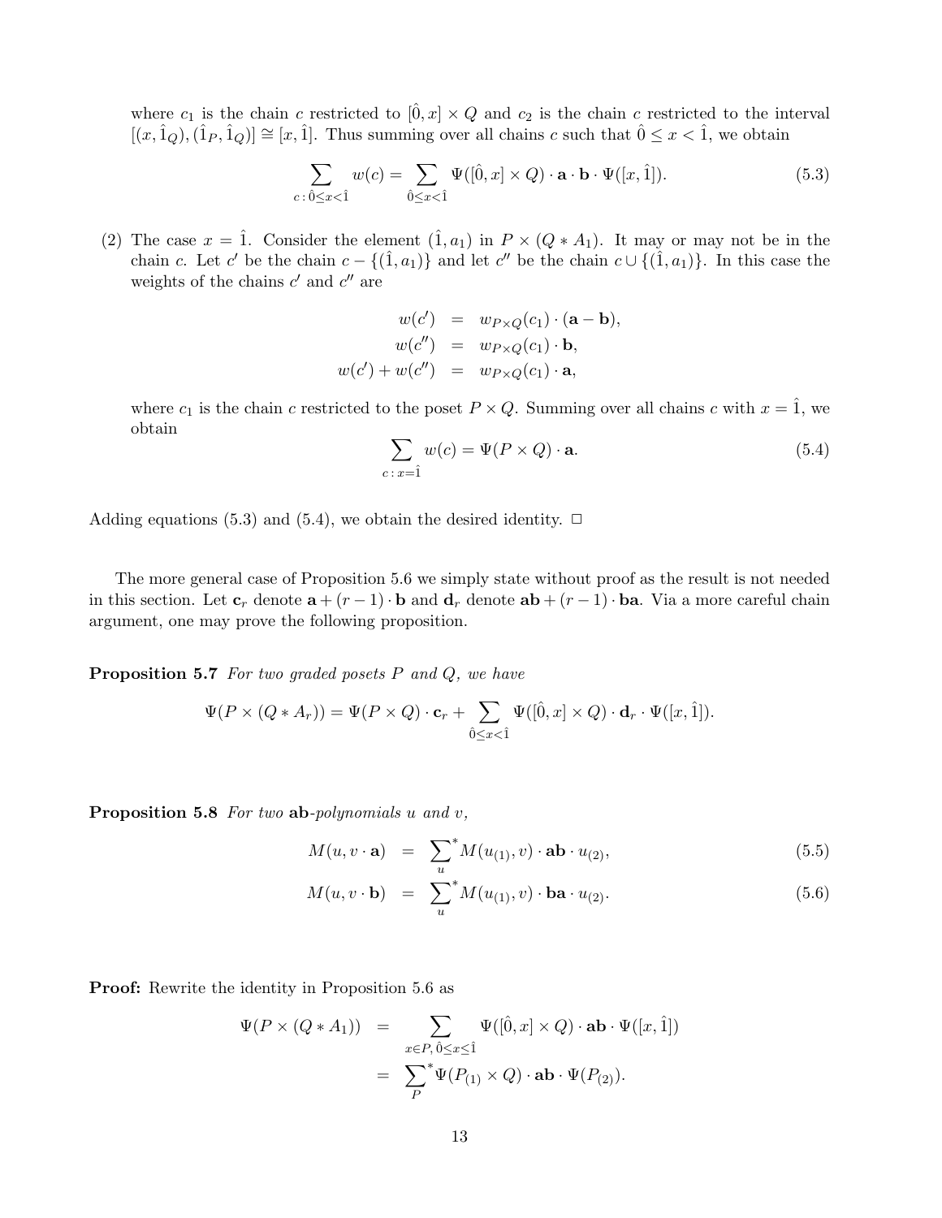where $c_1$ is the chain $c$ restricted to $[\hat{0}, x] \times Q$ and $c_2$ is the chain $c$ restricted to the interval $[(x, \hat{1}_Q), (\hat{1}_P, \hat{1}_Q)] \cong [x, \hat{1}]$. Thus summing over all chains $c$ such that $\hat{0} \leq x < \hat{1}$, we obtain

$$\sum_{c \,:\, \hat{0} \leq x < \hat{1}} w(c) = \sum_{\hat{0} \leq x < \hat{1}} \Psi([\hat{0}, x] \times Q) \cdot \mathbf{a} \cdot \mathbf{b} \cdot \Psi([x, \hat{1}]). \tag{5.3}$$

(2) The case $x = \hat{1}$. Consider the element $(\hat{1}, a_1)$ in $P \times (Q * A_1)$. It may or may not be in the chain $c$. Let $c'$ be the chain $c - \{(\hat{1}, a_1)\}$ and let $c''$ be the chain $c \cup \{(\hat{1}, a_1)\}$. In this case the weights of the chains $c'$ and $c''$ are

$$\begin{aligned} w(c') &= w_{P \times Q}(c_1) \cdot (\mathbf{a} - \mathbf{b}), \\ w(c'') &= w_{P \times Q}(c_1) \cdot \mathbf{b}, \\ w(c') + w(c'') &= w_{P \times Q}(c_1) \cdot \mathbf{a}, \end{aligned}$$

where $c_1$ is the chain $c$ restricted to the poset $P \times Q$. Summing over all chains $c$ with $x = \hat{1}$, we obtain

$$\sum_{c \,:\, x = \hat{1}} w(c) = \Psi(P \times Q) \cdot \mathbf{a}. \tag{5.4}$$

Adding equations (5.3) and (5.4), we obtain the desired identity. $\Box$

The more general case of Proposition 5.6 we simply state without proof as the result is not needed in this section. Let $\mathbf{c}_r$ denote $\mathbf{a} + (r-1) \cdot \mathbf{b}$ and $\mathbf{d}_r$ denote $\mathbf{ab} + (r-1) \cdot \mathbf{ba}$. Via a more careful chain argument, one may prove the following proposition.

**Proposition 5.7** *For two graded posets $P$ and $Q$, we have*

$$\Psi(P \times (Q * A_r)) = \Psi(P \times Q) \cdot \mathbf{c}_r + \sum_{\hat{0} \leq x < \hat{1}} \Psi([\hat{0}, x] \times Q) \cdot \mathbf{d}_r \cdot \Psi([x, \hat{1}]).$$

**Proposition 5.8** *For two* **ab***-polynomials $u$ and $v$,*

$$\begin{aligned} M(u, v \cdot \mathbf{a}) &= \sum_u{}^{*} M(u_{(1)}, v) \cdot \mathbf{ab} \cdot u_{(2)}, & (5.5) \\ M(u, v \cdot \mathbf{b}) &= \sum_u{}^{*} M(u_{(1)}, v) \cdot \mathbf{ba} \cdot u_{(2)}. & (5.6) \end{aligned}$$

**Proof:** Rewrite the identity in Proposition 5.6 as

$$\begin{aligned} \Psi(P \times (Q * A_1)) &= \sum_{x \in P,\, \hat{0} \leq x \leq \hat{1}} \Psi([\hat{0}, x] \times Q) \cdot \mathbf{ab} \cdot \Psi([x, \hat{1}]) \\ &= \sum_P{}^{*} \Psi(P_{(1)} \times Q) \cdot \mathbf{ab} \cdot \Psi(P_{(2)}). \end{aligned}$$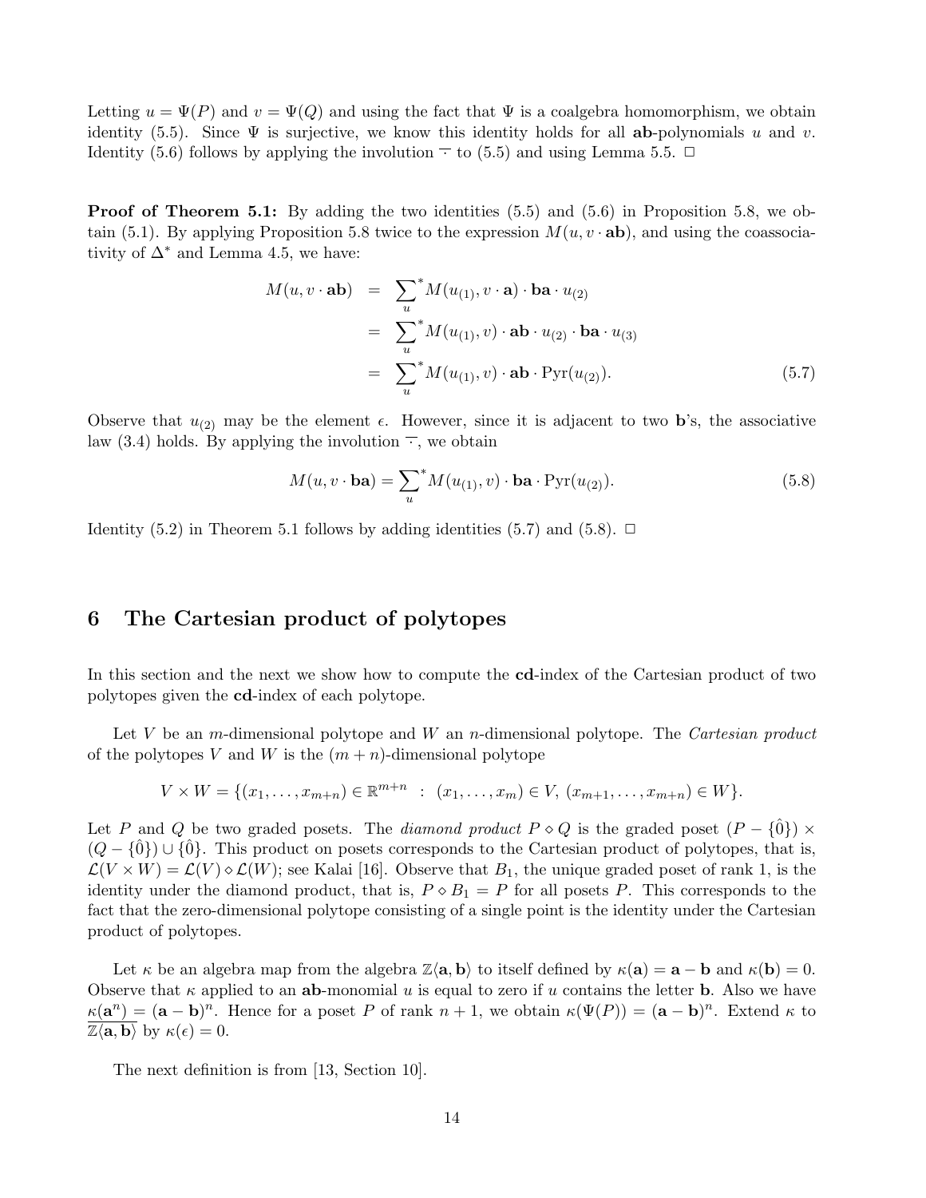Letting $u = \Psi(P)$ and $v = \Psi(Q)$ and using the fact that $\Psi$ is a coalgebra homomorphism, we obtain identity (5.5). Since $\Psi$ is surjective, we know this identity holds for all **ab**-polynomials $u$ and $v$. Identity (5.6) follows by applying the involution $\overline{\cdot}$ to (5.5) and using Lemma 5.5. $\Box$

**Proof of Theorem 5.1:** By adding the two identities (5.5) and (5.6) in Proposition 5.8, we obtain (5.1). By applying Proposition 5.8 twice to the expression $M(u, v \cdot \mathbf{ab})$, and using the coassociativity of $\Delta^*$ and Lemma 4.5, we have:

$$
\begin{aligned}
M(u, v \cdot \mathbf{ab}) &= \sum_u{}^{*} M(u_{(1)}, v \cdot \mathbf{a}) \cdot \mathbf{ba} \cdot u_{(2)} \\
&= \sum_u{}^{*} M(u_{(1)}, v) \cdot \mathbf{ab} \cdot u_{(2)} \cdot \mathbf{ba} \cdot u_{(3)} \\
&= \sum_u{}^{*} M(u_{(1)}, v) \cdot \mathbf{ab} \cdot \mathrm{Pyr}(u_{(2)}). \qquad (5.7)
\end{aligned}
$$

Observe that $u_{(2)}$ may be the element $\epsilon$. However, since it is adjacent to two **b**'s, the associative law (3.4) holds. By applying the involution $\overline{\cdot}$, we obtain

$$
M(u, v \cdot \mathbf{ba}) = \sum_u{}^{*} M(u_{(1)}, v) \cdot \mathbf{ba} \cdot \mathrm{Pyr}(u_{(2)}). \qquad (5.8)
$$

Identity (5.2) in Theorem 5.1 follows by adding identities (5.7) and (5.8). $\Box$

# 6 The Cartesian product of polytopes

In this section and the next we show how to compute the **cd**-index of the Cartesian product of two polytopes given the **cd**-index of each polytope.

Let $V$ be an $m$-dimensional polytope and $W$ an $n$-dimensional polytope. The *Cartesian product* of the polytopes $V$ and $W$ is the $(m+n)$-dimensional polytope

$$
V \times W = \{(x_1, \ldots, x_{m+n}) \in \mathbb{R}^{m+n} \ : \ (x_1, \ldots, x_m) \in V, \ (x_{m+1}, \ldots, x_{m+n}) \in W\}.
$$

Let $P$ and $Q$ be two graded posets. The *diamond product* $P \diamond Q$ is the graded poset $(P - \{\hat{0}\}) \times (Q - \{\hat{0}\}) \cup \{\hat{0}\}$. This product on posets corresponds to the Cartesian product of polytopes, that is, $\mathcal{L}(V \times W) = \mathcal{L}(V) \diamond \mathcal{L}(W)$; see Kalai [16]. Observe that $B_1$, the unique graded poset of rank 1, is the identity under the diamond product, that is, $P \diamond B_1 = P$ for all posets $P$. This corresponds to the fact that the zero-dimensional polytope consisting of a single point is the identity under the Cartesian product of polytopes.

Let $\kappa$ be an algebra map from the algebra $\mathbb{Z}\langle \mathbf{a}, \mathbf{b} \rangle$ to itself defined by $\kappa(\mathbf{a}) = \mathbf{a} - \mathbf{b}$ and $\kappa(\mathbf{b}) = 0$. Observe that $\kappa$ applied to an **ab**-monomial $u$ is equal to zero if $u$ contains the letter **b**. Also we have $\kappa(\mathbf{a}^n) = (\mathbf{a} - \mathbf{b})^n$. Hence for a poset $P$ of rank $n+1$, we obtain $\kappa(\Psi(P)) = (\mathbf{a} - \mathbf{b})^n$. Extend $\kappa$ to $\overline{\mathbb{Z}\langle \mathbf{a}, \mathbf{b} \rangle}$ by $\kappa(\epsilon) = 0$.

The next definition is from [13, Section 10].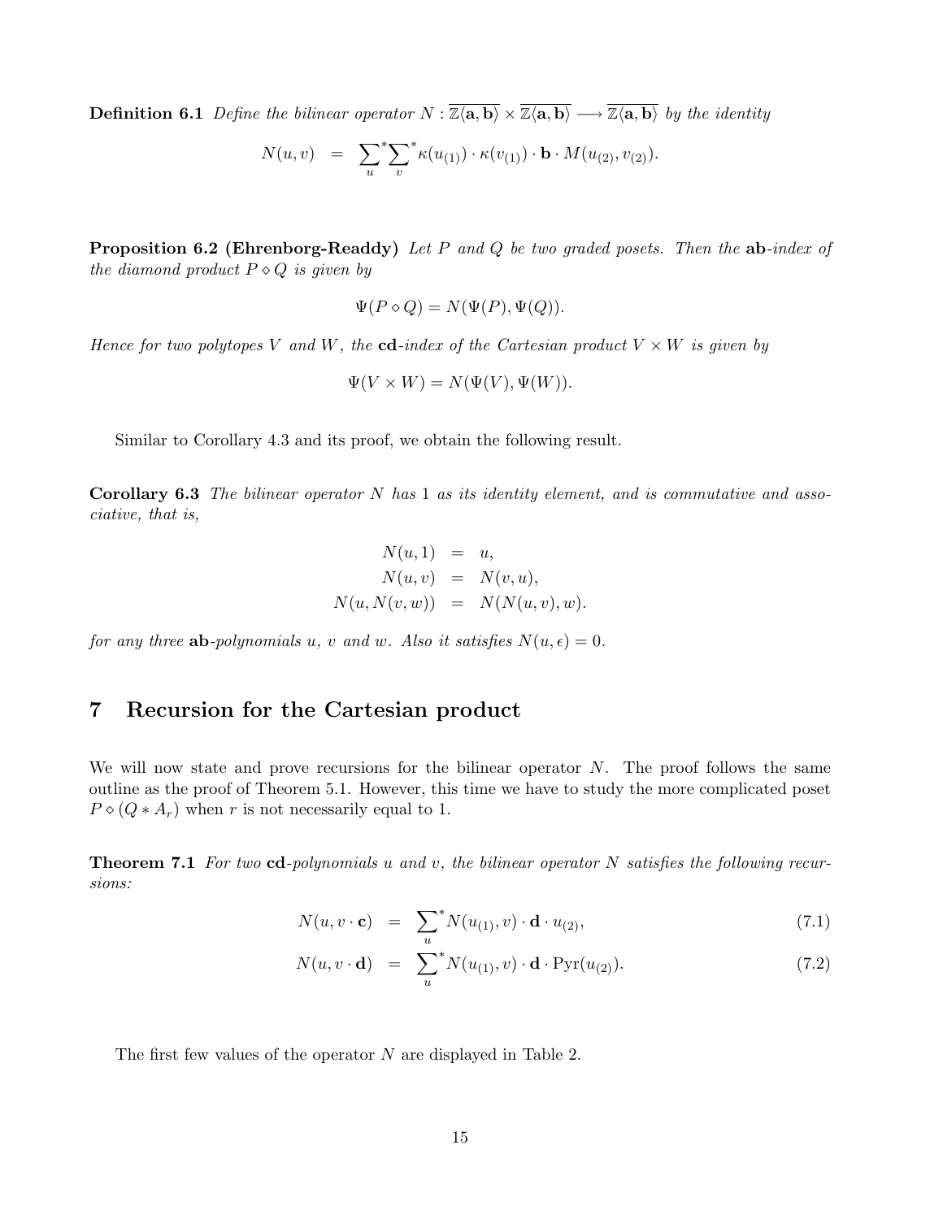**Definition 6.1** *Define the bilinear operator $N : \overline{\mathbb{Z}\langle \mathbf{a}, \mathbf{b}\rangle} \times \overline{\mathbb{Z}\langle \mathbf{a}, \mathbf{b}\rangle} \longrightarrow \overline{\mathbb{Z}\langle \mathbf{a}, \mathbf{b}\rangle}$ by the identity*

$$N(u, v) \quad = \quad \sum_{u}^{*} \sum_{v}^{*} \kappa(u_{(1)}) \cdot \kappa(v_{(1)}) \cdot \mathbf{b} \cdot M(u_{(2)}, v_{(2)}).$$

**Proposition 6.2 (Ehrenborg-Readdy)** *Let $P$ and $Q$ be two graded posets. Then the* **ab***-index of the diamond product $P \diamond Q$ is given by*

$$\Psi(P \diamond Q) = N(\Psi(P), \Psi(Q)).$$

*Hence for two polytopes $V$ and $W$, the* **cd***-index of the Cartesian product $V \times W$ is given by*

$$\Psi(V \times W) = N(\Psi(V), \Psi(W)).$$

Similar to Corollary 4.3 and its proof, we obtain the following result.

**Corollary 6.3** *The bilinear operator $N$ has $1$ as its identity element, and is commutative and associative, that is,*

$$\begin{aligned} N(u, 1) &= u, \\ N(u, v) &= N(v, u), \\ N(u, N(v, w)) &= N(N(u, v), w). \end{aligned}$$

*for any three* **ab***-polynomials $u$, $v$ and $w$. Also it satisfies $N(u, \epsilon) = 0$.*

# 7 Recursion for the Cartesian product

We will now state and prove recursions for the bilinear operator $N$. The proof follows the same outline as the proof of Theorem 5.1. However, this time we have to study the more complicated poset $P \diamond (Q * A_r)$ when $r$ is not necessarily equal to 1.

**Theorem 7.1** *For two* **cd***-polynomials $u$ and $v$, the bilinear operator $N$ satisfies the following recursions:*

$$N(u, v \cdot \mathbf{c}) \quad = \quad \sum_{u}^{*} N(u_{(1)}, v) \cdot \mathbf{d} \cdot u_{(2)}, \tag{7.1}$$

$$N(u, v \cdot \mathbf{d}) \quad = \quad \sum_{u}^{*} N(u_{(1)}, v) \cdot \mathbf{d} \cdot \mathrm{Pyr}(u_{(2)}). \tag{7.2}$$

The first few values of the operator $N$ are displayed in Table 2.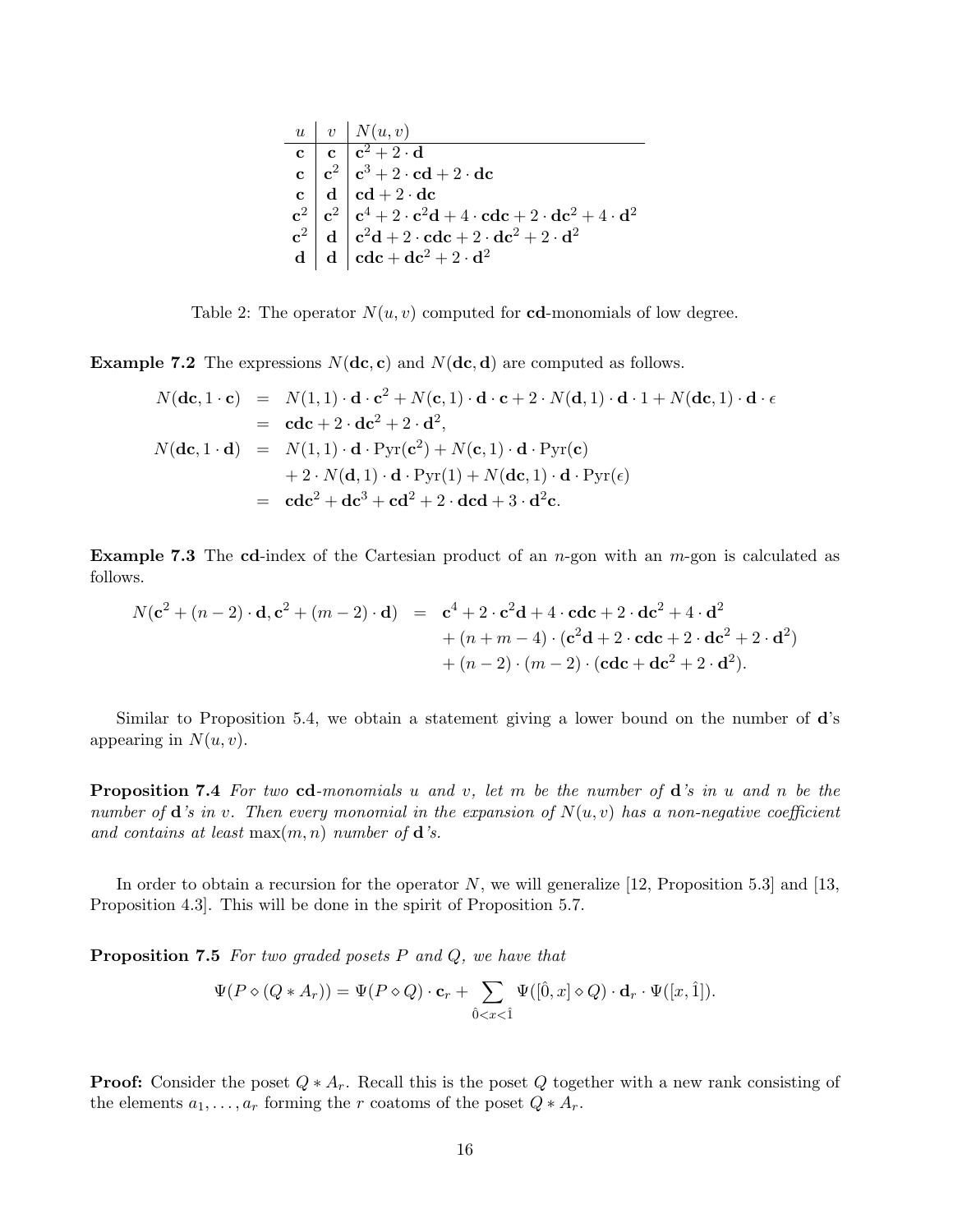| $u$ | $v$ | $N(u,v)$ |
|---|---|---|
| $\mathbf{c}$ | $\mathbf{c}$ | $\mathbf{c}^2 + 2 \cdot \mathbf{d}$ |
| $\mathbf{c}$ | $\mathbf{c}^2$ | $\mathbf{c}^3 + 2 \cdot \mathbf{cd} + 2 \cdot \mathbf{dc}$ |
| $\mathbf{c}$ | $\mathbf{d}$ | $\mathbf{cd} + 2 \cdot \mathbf{dc}$ |
| $\mathbf{c}^2$ | $\mathbf{c}^2$ | $\mathbf{c}^4 + 2 \cdot \mathbf{c}^2\mathbf{d} + 4 \cdot \mathbf{cdc} + 2 \cdot \mathbf{dc}^2 + 4 \cdot \mathbf{d}^2$ |
| $\mathbf{c}^2$ | $\mathbf{d}$ | $\mathbf{c}^2\mathbf{d} + 2 \cdot \mathbf{cdc} + 2 \cdot \mathbf{dc}^2 + 2 \cdot \mathbf{d}^2$ |
| $\mathbf{d}$ | $\mathbf{d}$ | $\mathbf{cdc} + \mathbf{dc}^2 + 2 \cdot \mathbf{d}^2$ |

Table 2: The operator $N(u,v)$ computed for **cd**-monomials of low degree.

**Example 7.2** The expressions $N(\mathbf{dc}, \mathbf{c})$ and $N(\mathbf{dc}, \mathbf{d})$ are computed as follows.

$$
\begin{aligned}
N(\mathbf{dc}, 1 \cdot \mathbf{c}) &= N(1,1) \cdot \mathbf{d} \cdot \mathbf{c}^2 + N(\mathbf{c}, 1) \cdot \mathbf{d} \cdot \mathbf{c} + 2 \cdot N(\mathbf{d}, 1) \cdot \mathbf{d} \cdot 1 + N(\mathbf{dc}, 1) \cdot \mathbf{d} \cdot \epsilon \\
&= \mathbf{cdc} + 2 \cdot \mathbf{dc}^2 + 2 \cdot \mathbf{d}^2, \\
N(\mathbf{dc}, 1 \cdot \mathbf{d}) &= N(1,1) \cdot \mathbf{d} \cdot \mathrm{Pyr}(\mathbf{c}^2) + N(\mathbf{c}, 1) \cdot \mathbf{d} \cdot \mathrm{Pyr}(\mathbf{c}) \\
&\quad + 2 \cdot N(\mathbf{d}, 1) \cdot \mathbf{d} \cdot \mathrm{Pyr}(1) + N(\mathbf{dc}, 1) \cdot \mathbf{d} \cdot \mathrm{Pyr}(\epsilon) \\
&= \mathbf{cdc}^2 + \mathbf{dc}^3 + \mathbf{cd}^2 + 2 \cdot \mathbf{dcd} + 3 \cdot \mathbf{d}^2\mathbf{c}.
\end{aligned}
$$

**Example 7.3** The **cd**-index of the Cartesian product of an $n$-gon with an $m$-gon is calculated as follows.

$$
\begin{aligned}
N(\mathbf{c}^2 + (n-2) \cdot \mathbf{d}, \mathbf{c}^2 + (m-2) \cdot \mathbf{d}) &= \mathbf{c}^4 + 2 \cdot \mathbf{c}^2\mathbf{d} + 4 \cdot \mathbf{cdc} + 2 \cdot \mathbf{dc}^2 + 4 \cdot \mathbf{d}^2 \\
&\quad + (n+m-4) \cdot (\mathbf{c}^2\mathbf{d} + 2 \cdot \mathbf{cdc} + 2 \cdot \mathbf{dc}^2 + 2 \cdot \mathbf{d}^2) \\
&\quad + (n-2) \cdot (m-2) \cdot (\mathbf{cdc} + \mathbf{dc}^2 + 2 \cdot \mathbf{d}^2).
\end{aligned}
$$

Similar to Proposition 5.4, we obtain a statement giving a lower bound on the number of **d**'s appearing in $N(u,v)$.

**Proposition 7.4** *For two* **cd***-monomials $u$ and $v$, let $m$ be the number of* **d***'s in $u$ and $n$ be the number of* **d***'s in $v$. Then every monomial in the expansion of $N(u,v)$ has a non-negative coefficient and contains at least $\max(m,n)$ number of* **d***'s.*

In order to obtain a recursion for the operator $N$, we will generalize [12, Proposition 5.3] and [13, Proposition 4.3]. This will be done in the spirit of Proposition 5.7.

**Proposition 7.5** *For two graded posets $P$ and $Q$, we have that*

$$
\Psi(P \diamond (Q * A_r)) = \Psi(P \diamond Q) \cdot \mathbf{c}_r + \sum_{\hat{0} < x < \hat{1}} \Psi([\hat{0}, x] \diamond Q) \cdot \mathbf{d}_r \cdot \Psi([x, \hat{1}]).
$$

**Proof:** Consider the poset $Q * A_r$. Recall this is the poset $Q$ together with a new rank consisting of the elements $a_1, \ldots, a_r$ forming the $r$ coatoms of the poset $Q * A_r$.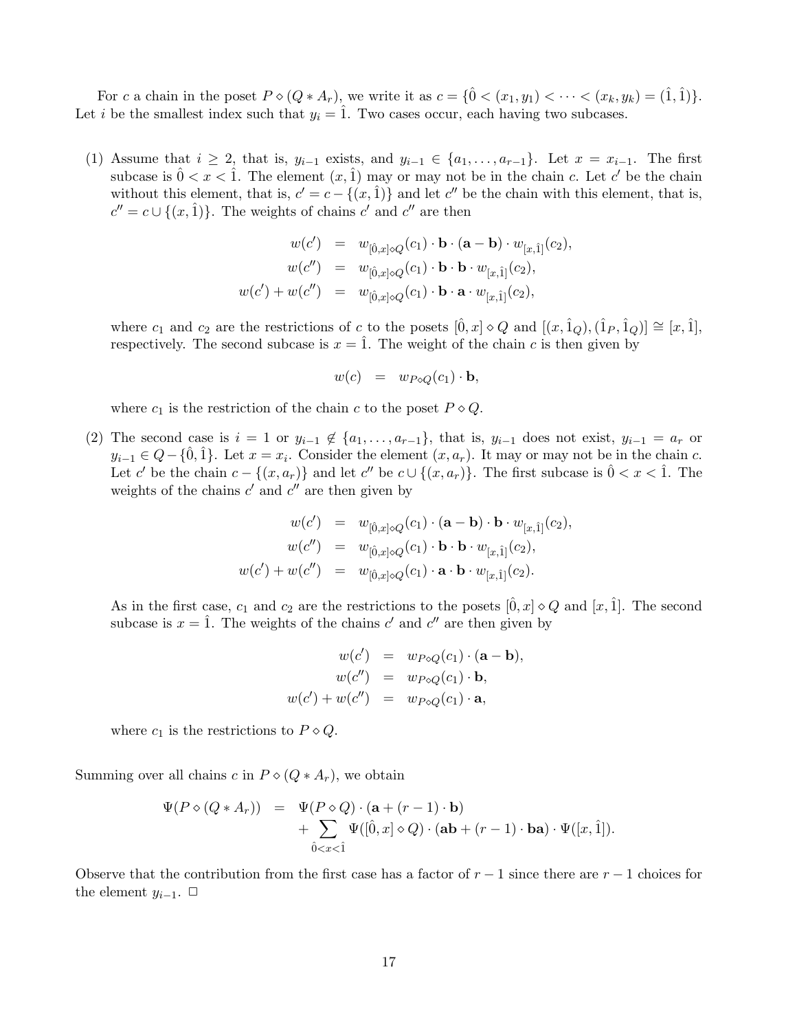For $c$ a chain in the poset $P \diamond (Q * A_r)$, we write it as $c = \{\hat{0} < (x_1, y_1) < \cdots < (x_k, y_k) = (\hat{1}, \hat{1})\}$. Let $i$ be the smallest index such that $y_i = \hat{1}$. Two cases occur, each having two subcases.

(1) Assume that $i \geq 2$, that is, $y_{i-1}$ exists, and $y_{i-1} \in \{a_1, \ldots, a_{r-1}\}$. Let $x = x_{i-1}$. The first subcase is $\hat{0} < x < \hat{1}$. The element $(x, \hat{1})$ may or may not be in the chain $c$. Let $c'$ be the chain without this element, that is, $c' = c - \{(x, \hat{1})\}$ and let $c''$ be the chain with this element, that is, $c'' = c \cup \{(x, \hat{1})\}$. The weights of chains $c'$ and $c''$ are then

$$\begin{aligned}
w(c') &= w_{[\hat{0},x] \diamond Q}(c_1) \cdot \mathbf{b} \cdot (\mathbf{a} - \mathbf{b}) \cdot w_{[x,\hat{1}]}(c_2), \\
w(c'') &= w_{[\hat{0},x] \diamond Q}(c_1) \cdot \mathbf{b} \cdot \mathbf{b} \cdot w_{[x,\hat{1}]}(c_2), \\
w(c') + w(c'') &= w_{[\hat{0},x] \diamond Q}(c_1) \cdot \mathbf{b} \cdot \mathbf{a} \cdot w_{[x,\hat{1}]}(c_2),
\end{aligned}$$

where $c_1$ and $c_2$ are the restrictions of $c$ to the posets $[\hat{0}, x] \diamond Q$ and $[(x, \hat{1}_Q), (\hat{1}_P, \hat{1}_Q)] \cong [x, \hat{1}]$, respectively. The second subcase is $x = \hat{1}$. The weight of the chain $c$ is then given by

$$w(c) = w_{P \diamond Q}(c_1) \cdot \mathbf{b},$$

where $c_1$ is the restriction of the chain $c$ to the poset $P \diamond Q$.

(2) The second case is $i = 1$ or $y_{i-1} \notin \{a_1, \ldots, a_{r-1}\}$, that is, $y_{i-1}$ does not exist, $y_{i-1} = a_r$ or $y_{i-1} \in Q - \{\hat{0}, \hat{1}\}$. Let $x = x_i$. Consider the element $(x, a_r)$. It may or may not be in the chain $c$. Let $c'$ be the chain $c - \{(x, a_r)\}$ and let $c''$ be $c \cup \{(x, a_r)\}$. The first subcase is $\hat{0} < x < \hat{1}$. The weights of the chains $c'$ and $c''$ are then given by

$$\begin{aligned}
w(c') &= w_{[\hat{0},x] \diamond Q}(c_1) \cdot (\mathbf{a} - \mathbf{b}) \cdot \mathbf{b} \cdot w_{[x,\hat{1}]}(c_2), \\
w(c'') &= w_{[\hat{0},x] \diamond Q}(c_1) \cdot \mathbf{b} \cdot \mathbf{b} \cdot w_{[x,\hat{1}]}(c_2), \\
w(c') + w(c'') &= w_{[\hat{0},x] \diamond Q}(c_1) \cdot \mathbf{a} \cdot \mathbf{b} \cdot w_{[x,\hat{1}]}(c_2).
\end{aligned}$$

As in the first case, $c_1$ and $c_2$ are the restrictions to the posets $[\hat{0}, x] \diamond Q$ and $[x, \hat{1}]$. The second subcase is $x = \hat{1}$. The weights of the chains $c'$ and $c''$ are then given by

$$\begin{aligned}
w(c') &= w_{P \diamond Q}(c_1) \cdot (\mathbf{a} - \mathbf{b}), \\
w(c'') &= w_{P \diamond Q}(c_1) \cdot \mathbf{b}, \\
w(c') + w(c'') &= w_{P \diamond Q}(c_1) \cdot \mathbf{a},
\end{aligned}$$

where $c_1$ is the restrictions to $P \diamond Q$.

Summing over all chains $c$ in $P \diamond (Q * A_r)$, we obtain

$$\begin{aligned}
\Psi(P \diamond (Q * A_r)) &= \Psi(P \diamond Q) \cdot (\mathbf{a} + (r-1) \cdot \mathbf{b}) \\
&\quad + \sum_{\hat{0} < x < \hat{1}} \Psi([\hat{0}, x] \diamond Q) \cdot (\mathbf{ab} + (r-1) \cdot \mathbf{ba}) \cdot \Psi([x, \hat{1}]).
\end{aligned}$$

Observe that the contribution from the first case has a factor of $r - 1$ since there are $r - 1$ choices for the element $y_{i-1}$. $\square$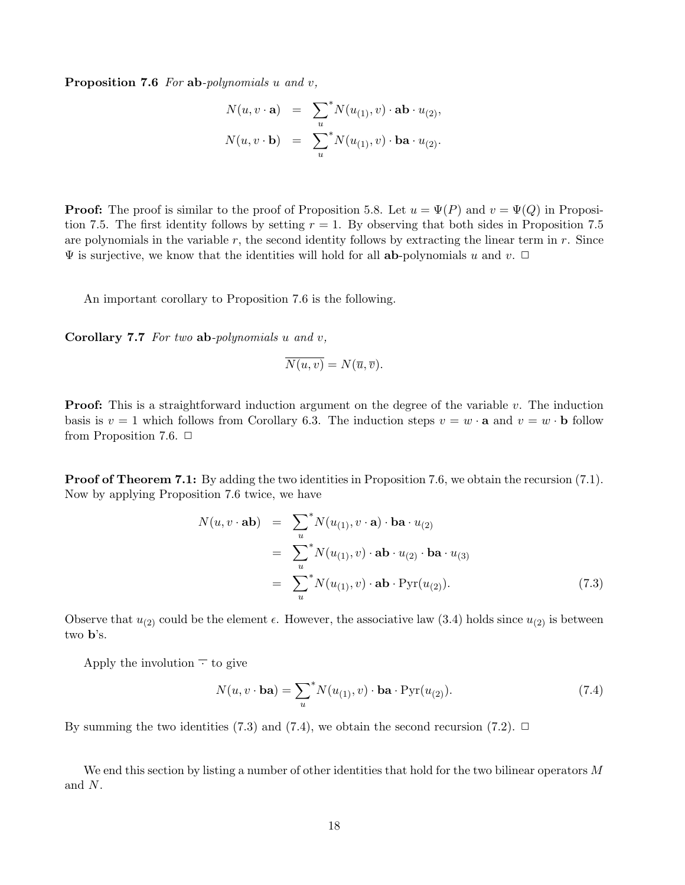**Proposition 7.6** *For* **ab***-polynomials* $u$ *and* $v$*,*

$$
\begin{aligned}
N(u, v \cdot \mathbf{a}) &= {\sum_u}^* N(u_{(1)}, v) \cdot \mathbf{ab} \cdot u_{(2)}, \\
N(u, v \cdot \mathbf{b}) &= {\sum_u}^* N(u_{(1)}, v) \cdot \mathbf{ba} \cdot u_{(2)}.
\end{aligned}
$$

**Proof:** The proof is similar to the proof of Proposition 5.8. Let $u = \Psi(P)$ and $v = \Psi(Q)$ in Proposition 7.5. The first identity follows by setting $r = 1$. By observing that both sides in Proposition 7.5 are polynomials in the variable $r$, the second identity follows by extracting the linear term in $r$. Since $\Psi$ is surjective, we know that the identities will hold for all **ab**-polynomials $u$ and $v$. □

An important corollary to Proposition 7.6 is the following.

**Corollary 7.7** *For two* **ab***-polynomials* $u$ *and* $v$*,*

$$
\overline{N(u, v)} = N(\overline{u}, \overline{v}).
$$

**Proof:** This is a straightforward induction argument on the degree of the variable $v$. The induction basis is $v = 1$ which follows from Corollary 6.3. The induction steps $v = w \cdot \mathbf{a}$ and $v = w \cdot \mathbf{b}$ follow from Proposition 7.6. □

**Proof of Theorem 7.1:** By adding the two identities in Proposition 7.6, we obtain the recursion (7.1). Now by applying Proposition 7.6 twice, we have

$$
\begin{aligned}
N(u, v \cdot \mathbf{ab}) &= {\sum_u}^* N(u_{(1)}, v \cdot \mathbf{a}) \cdot \mathbf{ba} \cdot u_{(2)} \\
&= {\sum_u}^* N(u_{(1)}, v) \cdot \mathbf{ab} \cdot u_{(2)} \cdot \mathbf{ba} \cdot u_{(3)} \\
&= {\sum_u}^* N(u_{(1)}, v) \cdot \mathbf{ab} \cdot \mathrm{Pyr}(u_{(2)}). \qquad (7.3)
\end{aligned}
$$

Observe that $u_{(2)}$ could be the element $\epsilon$. However, the associative law (3.4) holds since $u_{(2)}$ is between two **b**'s.

Apply the involution $\overline{\cdot}$ to give

$$
N(u, v \cdot \mathbf{ba}) = {\sum_u}^* N(u_{(1)}, v) \cdot \mathbf{ba} \cdot \mathrm{Pyr}(u_{(2)}). \qquad (7.4)
$$

By summing the two identities (7.3) and (7.4), we obtain the second recursion (7.2). □

We end this section by listing a number of other identities that hold for the two bilinear operators $M$ and $N$.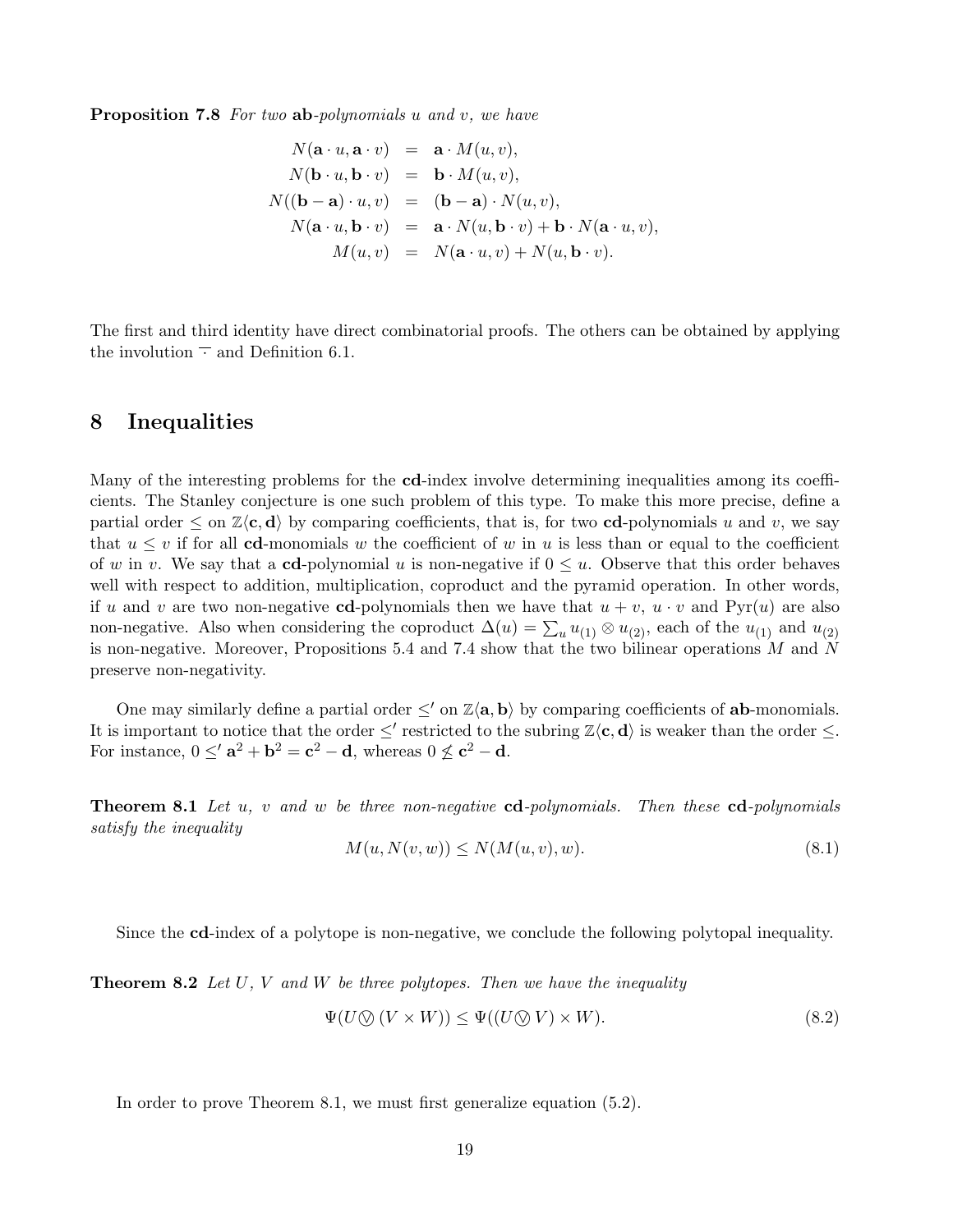**Proposition 7.8** *For two* **ab***-polynomials* $u$ *and* $v$*, we have*

$$
\begin{aligned}
N(\mathbf{a} \cdot u, \mathbf{a} \cdot v) &= \mathbf{a} \cdot M(u, v), \\
N(\mathbf{b} \cdot u, \mathbf{b} \cdot v) &= \mathbf{b} \cdot M(u, v), \\
N((\mathbf{b} - \mathbf{a}) \cdot u, v) &= (\mathbf{b} - \mathbf{a}) \cdot N(u, v), \\
N(\mathbf{a} \cdot u, \mathbf{b} \cdot v) &= \mathbf{a} \cdot N(u, \mathbf{b} \cdot v) + \mathbf{b} \cdot N(\mathbf{a} \cdot u, v), \\
M(u, v) &= N(\mathbf{a} \cdot u, v) + N(u, \mathbf{b} \cdot v).
\end{aligned}
$$

The first and third identity have direct combinatorial proofs. The others can be obtained by applying the involution $\overline{\cdot}$ and Definition 6.1.

# 8 Inequalities

Many of the interesting problems for the **cd**-index involve determining inequalities among its coefficients. The Stanley conjecture is one such problem of this type. To make this more precise, define a partial order $\leq$ on $\mathbb{Z}\langle \mathbf{c}, \mathbf{d} \rangle$ by comparing coefficients, that is, for two **cd**-polynomials $u$ and $v$, we say that $u \leq v$ if for all **cd**-monomials $w$ the coefficient of $w$ in $u$ is less than or equal to the coefficient of $w$ in $v$. We say that a **cd**-polynomial $u$ is non-negative if $0 \leq u$. Observe that this order behaves well with respect to addition, multiplication, coproduct and the pyramid operation. In other words, if $u$ and $v$ are two non-negative **cd**-polynomials then we have that $u + v$, $u \cdot v$ and $\mathrm{Pyr}(u)$ are also non-negative. Also when considering the coproduct $\Delta(u) = \sum_u u_{(1)} \otimes u_{(2)}$, each of the $u_{(1)}$ and $u_{(2)}$ is non-negative. Moreover, Propositions 5.4 and 7.4 show that the two bilinear operations $M$ and $N$ preserve non-negativity.

One may similarly define a partial order $\leq'$ on $\mathbb{Z}\langle \mathbf{a}, \mathbf{b} \rangle$ by comparing coefficients of **ab**-monomials. It is important to notice that the order $\leq'$ restricted to the subring $\mathbb{Z}\langle \mathbf{c}, \mathbf{d} \rangle$ is weaker than the order $\leq$. For instance, $0 \leq' \mathbf{a}^2 + \mathbf{b}^2 = \mathbf{c}^2 - \mathbf{d}$, whereas $0 \not\leq \mathbf{c}^2 - \mathbf{d}$.

**Theorem 8.1** *Let* $u$*,* $v$ *and* $w$ *be three non-negative* **cd***-polynomials. Then these* **cd***-polynomials satisfy the inequality*

$$
M(u, N(v, w)) \leq N(M(u, v), w). \tag{8.1}
$$

Since the **cd**-index of a polytope is non-negative, we conclude the following polytopal inequality.

**Theorem 8.2** *Let* $U$*,* $V$ *and* $W$ *be three polytopes. Then we have the inequality*

$$
\Psi(U \owedge (V \times W)) \leq \Psi((U \owedge V) \times W). \tag{8.2}
$$

In order to prove Theorem 8.1, we must first generalize equation (5.2).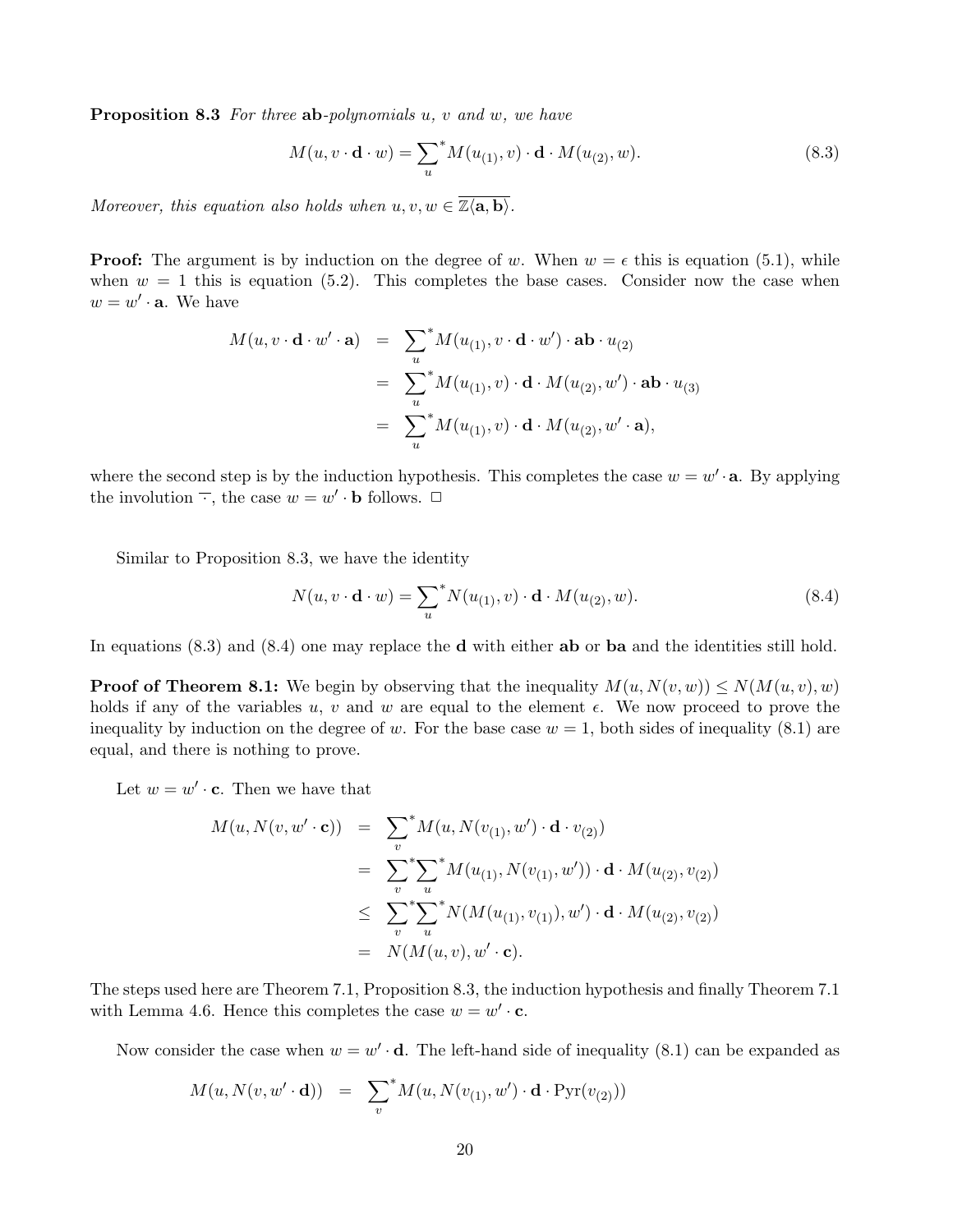**Proposition 8.3** *For three* **ab**-*polynomials* $u$, $v$ *and* $w$, *we have*

$$M(u, v \cdot \mathbf{d} \cdot w) = \sum_u^* M(u_{(1)}, v) \cdot \mathbf{d} \cdot M(u_{(2)}, w). \tag{8.3}$$

*Moreover, this equation also holds when* $u, v, w \in \overline{\mathbb{Z}\langle \mathbf{a}, \mathbf{b} \rangle}$.

**Proof:** The argument is by induction on the degree of $w$. When $w = \epsilon$ this is equation (5.1), while when $w = 1$ this is equation (5.2). This completes the base cases. Consider now the case when $w = w' \cdot \mathbf{a}$. We have

$$\begin{aligned}
M(u, v \cdot \mathbf{d} \cdot w' \cdot \mathbf{a}) &= \sum_u^* M(u_{(1)}, v \cdot \mathbf{d} \cdot w') \cdot \mathbf{ab} \cdot u_{(2)} \\
&= \sum_u^* M(u_{(1)}, v) \cdot \mathbf{d} \cdot M(u_{(2)}, w') \cdot \mathbf{ab} \cdot u_{(3)} \\
&= \sum_u^* M(u_{(1)}, v) \cdot \mathbf{d} \cdot M(u_{(2)}, w' \cdot \mathbf{a}),
\end{aligned}$$

where the second step is by the induction hypothesis. This completes the case $w = w' \cdot \mathbf{a}$. By applying the involution $\overline{\cdot}$, the case $w = w' \cdot \mathbf{b}$ follows. $\square$

Similar to Proposition 8.3, we have the identity

$$N(u, v \cdot \mathbf{d} \cdot w) = \sum_u^* N(u_{(1)}, v) \cdot \mathbf{d} \cdot M(u_{(2)}, w). \tag{8.4}$$

In equations (8.3) and (8.4) one may replace the $\mathbf{d}$ with either $\mathbf{ab}$ or $\mathbf{ba}$ and the identities still hold.

**Proof of Theorem 8.1:** We begin by observing that the inequality $M(u, N(v, w)) \leq N(M(u, v), w)$ holds if any of the variables $u$, $v$ and $w$ are equal to the element $\epsilon$. We now proceed to prove the inequality by induction on the degree of $w$. For the base case $w = 1$, both sides of inequality (8.1) are equal, and there is nothing to prove.

Let $w = w' \cdot \mathbf{c}$. Then we have that

$$\begin{aligned}
M(u, N(v, w' \cdot \mathbf{c})) &= \sum_v^* M(u, N(v_{(1)}, w') \cdot \mathbf{d} \cdot v_{(2)}) \\
&= \sum_v^* \sum_u^* M(u_{(1)}, N(v_{(1)}, w')) \cdot \mathbf{d} \cdot M(u_{(2)}, v_{(2)}) \\
&\leq \sum_v^* \sum_u^* N(M(u_{(1)}, v_{(1)}), w') \cdot \mathbf{d} \cdot M(u_{(2)}, v_{(2)}) \\
&= N(M(u, v), w' \cdot \mathbf{c}).
\end{aligned}$$

The steps used here are Theorem 7.1, Proposition 8.3, the induction hypothesis and finally Theorem 7.1 with Lemma 4.6. Hence this completes the case $w = w' \cdot \mathbf{c}$.

Now consider the case when $w = w' \cdot \mathbf{d}$. The left-hand side of inequality (8.1) can be expanded as

$$M(u, N(v, w' \cdot \mathbf{d})) = \sum_v^* M(u, N(v_{(1)}, w') \cdot \mathbf{d} \cdot \text{Pyr}(v_{(2)}))$$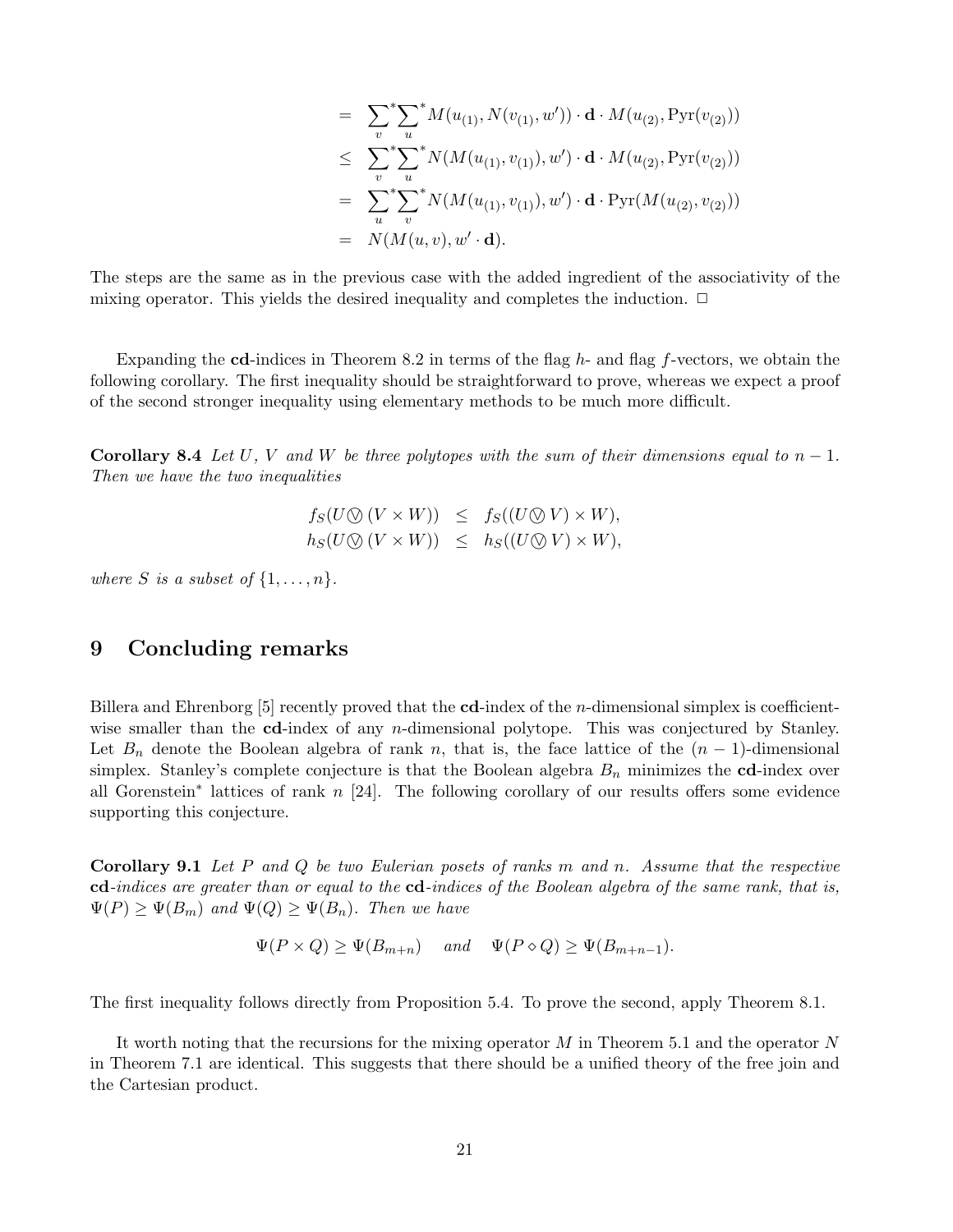$$
\begin{aligned}
&= \sum_{v}{}^{*}\sum_{u}{}^{*} M(u_{(1)}, N(v_{(1)}, w')) \cdot \mathbf{d} \cdot M(u_{(2)}, \mathrm{Pyr}(v_{(2)})) \\
&\leq \sum_{v}{}^{*}\sum_{u}{}^{*} N(M(u_{(1)}, v_{(1)}), w') \cdot \mathbf{d} \cdot M(u_{(2)}, \mathrm{Pyr}(v_{(2)})) \\
&= \sum_{u}{}^{*}\sum_{v}{}^{*} N(M(u_{(1)}, v_{(1)}), w') \cdot \mathbf{d} \cdot \mathrm{Pyr}(M(u_{(2)}, v_{(2)})) \\
&= N(M(u, v), w' \cdot \mathbf{d}).
\end{aligned}
$$

The steps are the same as in the previous case with the added ingredient of the associativity of the mixing operator. This yields the desired inequality and completes the induction. □

Expanding the **cd**-indices in Theorem 8.2 in terms of the flag $h$- and flag $f$-vectors, we obtain the following corollary. The first inequality should be straightforward to prove, whereas we expect a proof of the second stronger inequality using elementary methods to be much more difficult.

**Corollary 8.4** *Let $U$, $V$ and $W$ be three polytopes with the sum of their dimensions equal to $n-1$. Then we have the two inequalities*

$$
\begin{aligned}
f_S(U \varovee (V \times W)) &\leq f_S((U \varovee V) \times W), \\
h_S(U \varovee (V \times W)) &\leq h_S((U \varovee V) \times W),
\end{aligned}
$$

*where $S$ is a subset of $\{1, \ldots, n\}$.*

# 9 Concluding remarks

Billera and Ehrenborg [5] recently proved that the **cd**-index of the $n$-dimensional simplex is coefficient-wise smaller than the **cd**-index of any $n$-dimensional polytope. This was conjectured by Stanley. Let $B_n$ denote the Boolean algebra of rank $n$, that is, the face lattice of the $(n-1)$-dimensional simplex. Stanley's complete conjecture is that the Boolean algebra $B_n$ minimizes the **cd**-index over all Gorenstein* lattices of rank $n$ [24]. The following corollary of our results offers some evidence supporting this conjecture.

**Corollary 9.1** *Let $P$ and $Q$ be two Eulerian posets of ranks $m$ and $n$. Assume that the respective* **cd***-indices are greater than or equal to the* **cd***-indices of the Boolean algebra of the same rank, that is, $\Psi(P) \geq \Psi(B_m)$ and $\Psi(Q) \geq \Psi(B_n)$. Then we have*

$$
\Psi(P \times Q) \geq \Psi(B_{m+n}) \quad \text{and} \quad \Psi(P \diamond Q) \geq \Psi(B_{m+n-1}).
$$

The first inequality follows directly from Proposition 5.4. To prove the second, apply Theorem 8.1.

It worth noting that the recursions for the mixing operator $M$ in Theorem 5.1 and the operator $N$ in Theorem 7.1 are identical. This suggests that there should be a unified theory of the free join and the Cartesian product.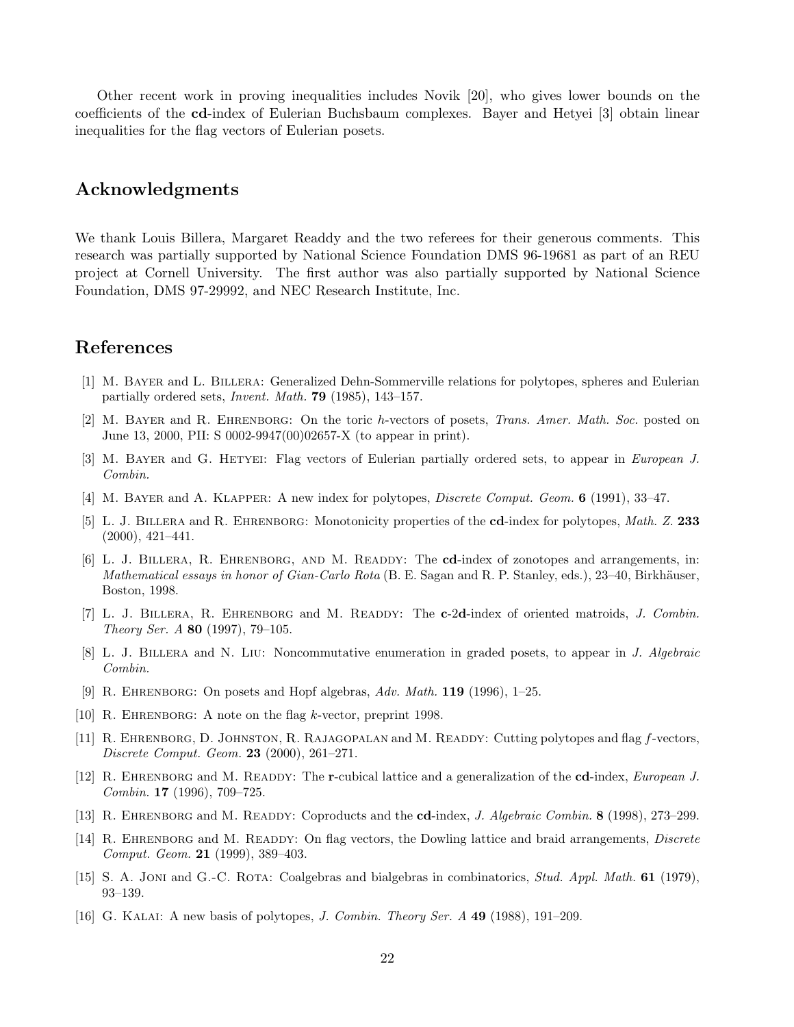Other recent work in proving inequalities includes Novik [20], who gives lower bounds on the coefficients of the **cd**-index of Eulerian Buchsbaum complexes. Bayer and Hetyei [3] obtain linear inequalities for the flag vectors of Eulerian posets.

## Acknowledgments

We thank Louis Billera, Margaret Readdy and the two referees for their generous comments. This research was partially supported by National Science Foundation DMS 96-19681 as part of an REU project at Cornell University. The first author was also partially supported by National Science Foundation, DMS 97-29992, and NEC Research Institute, Inc.

## References

[1] M. Bayer and L. Billera: Generalized Dehn-Sommerville relations for polytopes, spheres and Eulerian partially ordered sets, *Invent. Math.* **79** (1985), 143–157.

[2] M. Bayer and R. Ehrenborg: On the toric $h$-vectors of posets, *Trans. Amer. Math. Soc.* posted on June 13, 2000, PII: S 0002-9947(00)02657-X (to appear in print).

[3] M. Bayer and G. Hetyei: Flag vectors of Eulerian partially ordered sets, to appear in *European J. Combin.*

[4] M. Bayer and A. Klapper: A new index for polytopes, *Discrete Comput. Geom.* **6** (1991), 33–47.

[5] L. J. Billera and R. Ehrenborg: Monotonicity properties of the **cd**-index for polytopes, *Math. Z.* **233** (2000), 421–441.

[6] L. J. Billera, R. Ehrenborg, and M. Readdy: The **cd**-index of zonotopes and arrangements, in: *Mathematical essays in honor of Gian-Carlo Rota* (B. E. Sagan and R. P. Stanley, eds.), 23–40, Birkhäuser, Boston, 1998.

[7] L. J. Billera, R. Ehrenborg and M. Readdy: The **c**-2**d**-index of oriented matroids, *J. Combin. Theory Ser. A* **80** (1997), 79–105.

[8] L. J. Billera and N. Liu: Noncommutative enumeration in graded posets, to appear in *J. Algebraic Combin.*

[9] R. Ehrenborg: On posets and Hopf algebras, *Adv. Math.* **119** (1996), 1–25.

[10] R. Ehrenborg: A note on the flag $k$-vector, preprint 1998.

[11] R. Ehrenborg, D. Johnston, R. Rajagopalan and M. Readdy: Cutting polytopes and flag $f$-vectors, *Discrete Comput. Geom.* **23** (2000), 261–271.

[12] R. Ehrenborg and M. Readdy: The **r**-cubical lattice and a generalization of the **cd**-index, *European J. Combin.* **17** (1996), 709–725.

[13] R. Ehrenborg and M. Readdy: Coproducts and the **cd**-index, *J. Algebraic Combin.* **8** (1998), 273–299.

[14] R. Ehrenborg and M. Readdy: On flag vectors, the Dowling lattice and braid arrangements, *Discrete Comput. Geom.* **21** (1999), 389–403.

[15] S. A. Joni and G.-C. Rota: Coalgebras and bialgebras in combinatorics, *Stud. Appl. Math.* **61** (1979), 93–139.

[16] G. Kalai: A new basis of polytopes, *J. Combin. Theory Ser. A* **49** (1988), 191–209.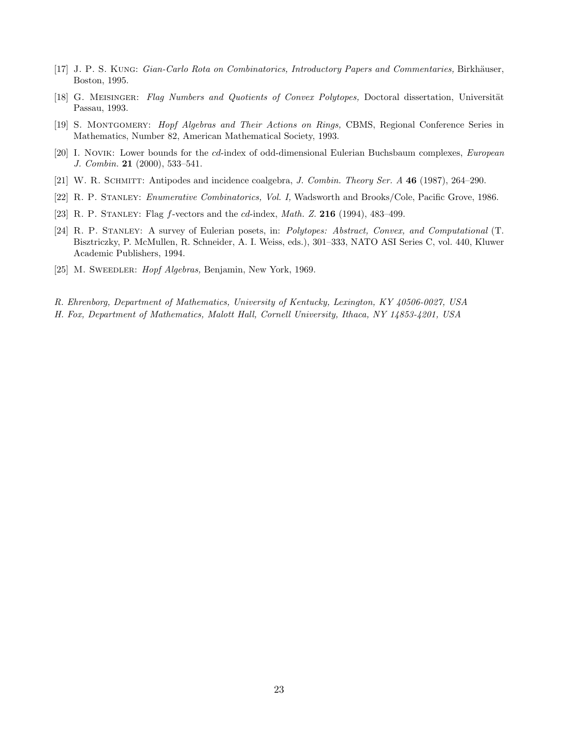[17] J. P. S. Kung: *Gian-Carlo Rota on Combinatorics, Introductory Papers and Commentaries,* Birkhäuser, Boston, 1995.

[18] G. Meisinger: *Flag Numbers and Quotients of Convex Polytopes,* Doctoral dissertation, Universität Passau, 1993.

[19] S. Montgomery: *Hopf Algebras and Their Actions on Rings,* CBMS, Regional Conference Series in Mathematics, Number 82, American Mathematical Society, 1993.

[20] I. Novik: Lower bounds for the *cd*-index of odd-dimensional Eulerian Buchsbaum complexes, *European J. Combin.* **21** (2000), 533–541.

[21] W. R. Schmitt: Antipodes and incidence coalgebra, *J. Combin. Theory Ser. A* **46** (1987), 264–290.

[22] R. P. Stanley: *Enumerative Combinatorics, Vol. I,* Wadsworth and Brooks/Cole, Pacific Grove, 1986.

[23] R. P. Stanley: Flag $f$-vectors and the *cd*-index, *Math. Z.* **216** (1994), 483–499.

[24] R. P. Stanley: A survey of Eulerian posets, in: *Polytopes: Abstract, Convex, and Computational* (T. Bisztriczky, P. McMullen, R. Schneider, A. I. Weiss, eds.), 301–333, NATO ASI Series C, vol. 440, Kluwer Academic Publishers, 1994.

[25] M. Sweedler: *Hopf Algebras,* Benjamin, New York, 1969.

*R. Ehrenborg, Department of Mathematics, University of Kentucky, Lexington, KY 40506-0027, USA*

*H. Fox, Department of Mathematics, Malott Hall, Cornell University, Ithaca, NY 14853-4201, USA*